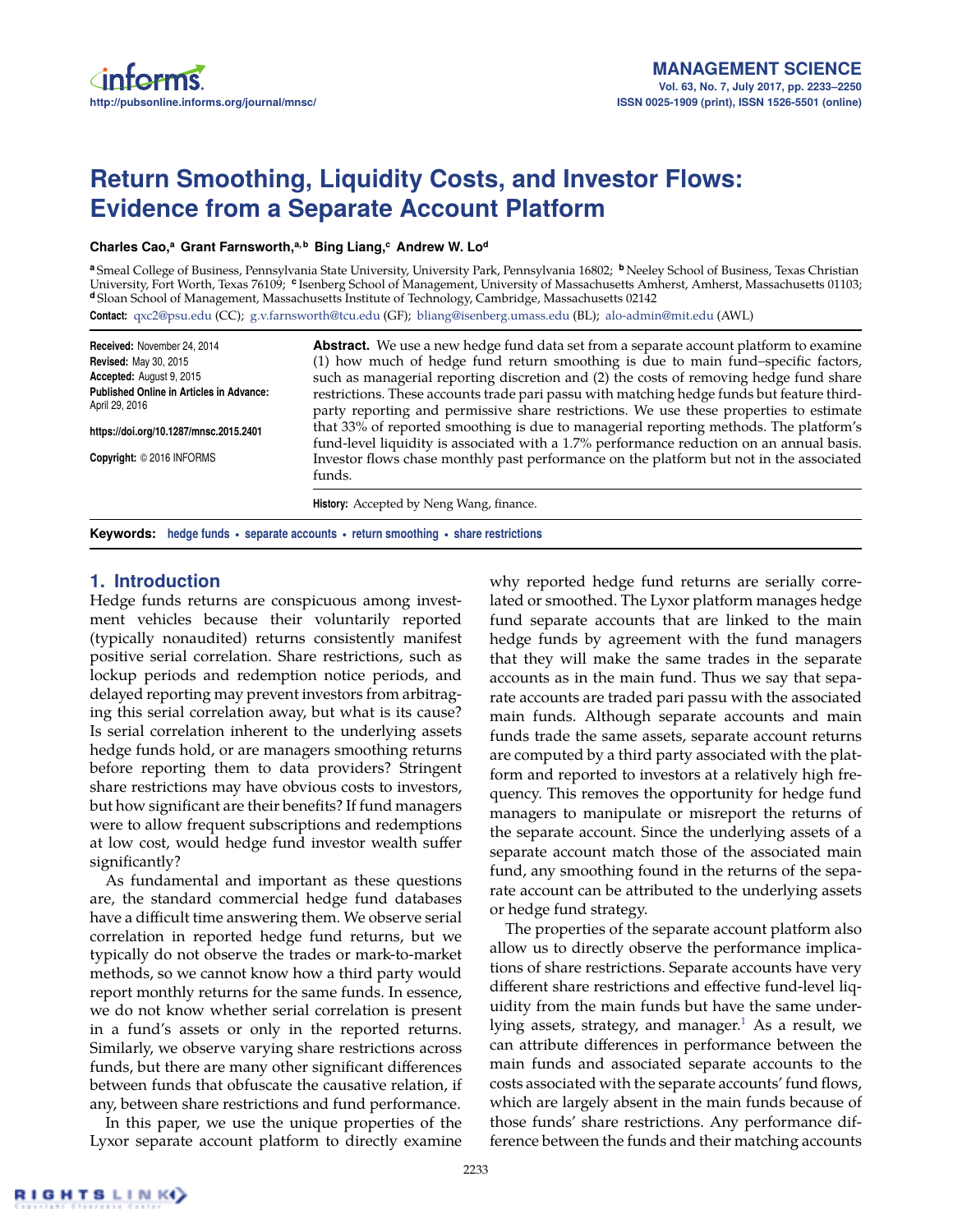# Return Smoothing, Liquidity Costs, and Investor Flows: Evidence from a Separate Account Platform

**Charles Cao,[a] Grant Farnsworth,[a,b] Bing Liang,[c] Andrew W. Lo[d]**

[a] Smeal College of Business, Pennsylvania State University, University Park, Pennsylvania 16802; [b] Neeley School of Business, Texas Christian University, Fort Worth, Texas 76109; [c] Isenberg School of Management, University of Massachusetts Amherst, Amherst, Massachusetts 01103; [d] Sloan School of Management, Massachusetts Institute of Technology, Cambridge, Massachusetts 02142

**Contact:** qxc2@psu.edu (CC); g.v.farnsworth@tcu.edu (GF); bliang@isenberg.umass.edu (BL); alo-admin@mit.edu (AWL)

**Received:** November 24, 2014
**Revised:** May 30, 2015
**Accepted:** August 9, 2015
**Published Online in Articles in Advance:** April 29, 2016

https://doi.org/10.1287/mnsc.2015.2401

**Copyright:** © 2016 INFORMS

**Abstract.** We use a new hedge fund data set from a separate account platform to examine (1) how much of hedge fund return smoothing is due to main fund–specific factors, such as managerial reporting discretion and (2) the costs of removing hedge fund share restrictions. These accounts trade pari passu with matching hedge funds but feature third-party reporting and permissive share restrictions. We use these properties to estimate that 33% of reported smoothing is due to managerial reporting methods. The platform's fund-level liquidity is associated with a 1.7% performance reduction on an annual basis. Investor flows chase monthly past performance on the platform but not in the associated funds.

**History:** Accepted by Neng Wang, finance.

**Keywords:** hedge funds • separate accounts • return smoothing • share restrictions

## 1. Introduction

Hedge funds returns are conspicuous among investment vehicles because their voluntarily reported (typically nonaudited) returns consistently manifest positive serial correlation. Share restrictions, such as lockup periods and redemption notice periods, and delayed reporting may prevent investors from arbitraging this serial correlation away, but what is its cause? Is serial correlation inherent to the underlying assets hedge funds hold, or are managers smoothing returns before reporting them to data providers? Stringent share restrictions may have obvious costs to investors, but how significant are their benefits? If fund managers were to allow frequent subscriptions and redemptions at low cost, would hedge fund investor wealth suffer significantly?

As fundamental and important as these questions are, the standard commercial hedge fund databases have a difficult time answering them. We observe serial correlation in reported hedge fund returns, but we typically do not observe the trades or mark-to-market methods, so we cannot know how a third party would report monthly returns for the same funds. In essence, we do not know whether serial correlation is present in a fund's assets or only in the reported returns. Similarly, we observe varying share restrictions across funds, but there are many other significant differences between funds that obfuscate the causative relation, if any, between share restrictions and fund performance.

In this paper, we use the unique properties of the Lyxor separate account platform to directly examine why reported hedge fund returns are serially correlated or smoothed. The Lyxor platform manages hedge fund separate accounts that are linked to the main hedge funds by agreement with the fund managers that they will make the same trades in the separate accounts as in the main fund. Thus we say that separate accounts are traded pari passu with the associated main funds. Although separate accounts and main funds trade the same assets, separate account returns are computed by a third party associated with the platform and reported to investors at a relatively high frequency. This removes the opportunity for hedge fund managers to manipulate or misreport the returns of the separate account. Since the underlying assets of a separate account match those of the associated main fund, any smoothing found in the returns of the separate account can be attributed to the underlying assets or hedge fund strategy.

The properties of the separate account platform also allow us to directly observe the performance implications of share restrictions. Separate accounts have very different share restrictions and effective fund-level liquidity from the main funds but have the same underlying assets, strategy, and manager.[1] As a result, we can attribute differences in performance between the main funds and associated separate accounts to the costs associated with the separate accounts' fund flows, which are largely absent in the main funds because of those funds' share restrictions. Any performance difference between the funds and their matching accounts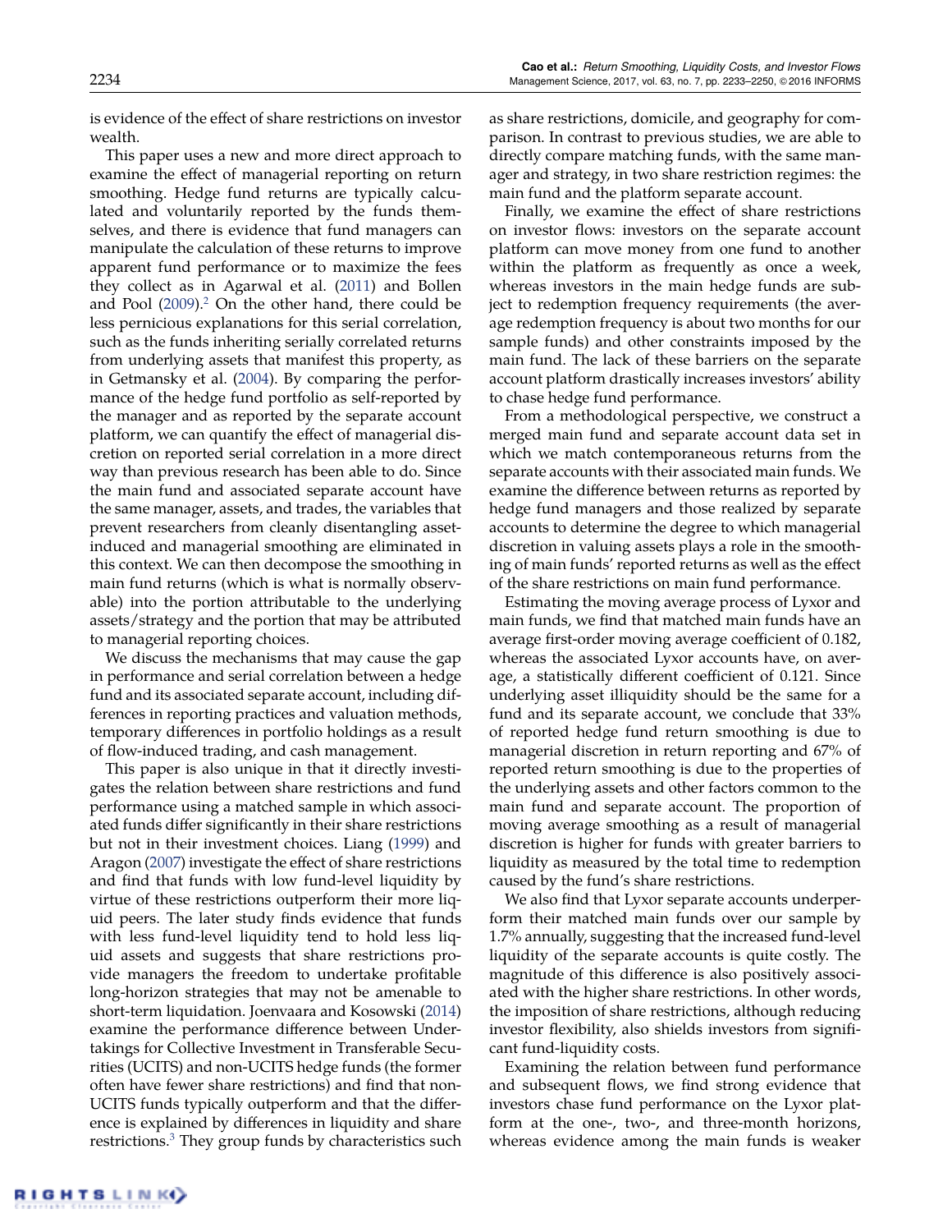is evidence of the effect of share restrictions on investor wealth.

This paper uses a new and more direct approach to examine the effect of managerial reporting on return smoothing. Hedge fund returns are typically calculated and voluntarily reported by the funds themselves, and there is evidence that fund managers can manipulate the calculation of these returns to improve apparent fund performance or to maximize the fees they collect as in Agarwal et al. (2011) and Bollen and Pool (2009).[2] On the other hand, there could be less pernicious explanations for this serial correlation, such as the funds inheriting serially correlated returns from underlying assets that manifest this property, as in Getmansky et al. (2004). By comparing the performance of the hedge fund portfolio as self-reported by the manager and as reported by the separate account platform, we can quantify the effect of managerial discretion on reported serial correlation in a more direct way than previous research has been able to do. Since the main fund and associated separate account have the same manager, assets, and trades, the variables that prevent researchers from cleanly disentangling asset-induced and managerial smoothing are eliminated in this context. We can then decompose the smoothing in main fund returns (which is what is normally observable) into the portion attributable to the underlying assets/strategy and the portion that may be attributed to managerial reporting choices.

We discuss the mechanisms that may cause the gap in performance and serial correlation between a hedge fund and its associated separate account, including differences in reporting practices and valuation methods, temporary differences in portfolio holdings as a result of flow-induced trading, and cash management.

This paper is also unique in that it directly investigates the relation between share restrictions and fund performance using a matched sample in which associated funds differ significantly in their share restrictions but not in their investment choices. Liang (1999) and Aragon (2007) investigate the effect of share restrictions and find that funds with low fund-level liquidity by virtue of these restrictions outperform their more liquid peers. The later study finds evidence that funds with less fund-level liquidity tend to hold less liquid assets and suggests that share restrictions provide managers the freedom to undertake profitable long-horizon strategies that may not be amenable to short-term liquidation. Joenvaara and Kosowski (2014) examine the performance difference between Undertakings for Collective Investment in Transferable Securities (UCITS) and non-UCITS hedge funds (the former often have fewer share restrictions) and find that non-UCITS funds typically outperform and that the difference is explained by differences in liquidity and share restrictions.[3] They group funds by characteristics such as share restrictions, domicile, and geography for comparison. In contrast to previous studies, we are able to directly compare matching funds, with the same manager and strategy, in two share restriction regimes: the main fund and the platform separate account.

Finally, we examine the effect of share restrictions on investor flows: investors on the separate account platform can move money from one fund to another within the platform as frequently as once a week, whereas investors in the main hedge funds are subject to redemption frequency requirements (the average redemption frequency is about two months for our sample funds) and other constraints imposed by the main fund. The lack of these barriers on the separate account platform drastically increases investors' ability to chase hedge fund performance.

From a methodological perspective, we construct a merged main fund and separate account data set in which we match contemporaneous returns from the separate accounts with their associated main funds. We examine the difference between returns as reported by hedge fund managers and those realized by separate accounts to determine the degree to which managerial discretion in valuing assets plays a role in the smoothing of main funds' reported returns as well as the effect of the share restrictions on main fund performance.

Estimating the moving average process of Lyxor and main funds, we find that matched main funds have an average first-order moving average coefficient of 0.182, whereas the associated Lyxor accounts have, on average, a statistically different coefficient of 0.121. Since underlying asset illiquidity should be the same for a fund and its separate account, we conclude that 33% of reported hedge fund return smoothing is due to managerial discretion in return reporting and 67% of reported return smoothing is due to the properties of the underlying assets and other factors common to the main fund and separate account. The proportion of moving average smoothing as a result of managerial discretion is higher for funds with greater barriers to liquidity as measured by the total time to redemption caused by the fund's share restrictions.

We also find that Lyxor separate accounts underperform their matched main funds over our sample by 1.7% annually, suggesting that the increased fund-level liquidity of the separate accounts is quite costly. The magnitude of this difference is also positively associated with the higher share restrictions. In other words, the imposition of share restrictions, although reducing investor flexibility, also shields investors from significant fund-liquidity costs.

Examining the relation between fund performance and subsequent flows, we find strong evidence that investors chase fund performance on the Lyxor platform at the one-, two-, and three-month horizons, whereas evidence among the main funds is weaker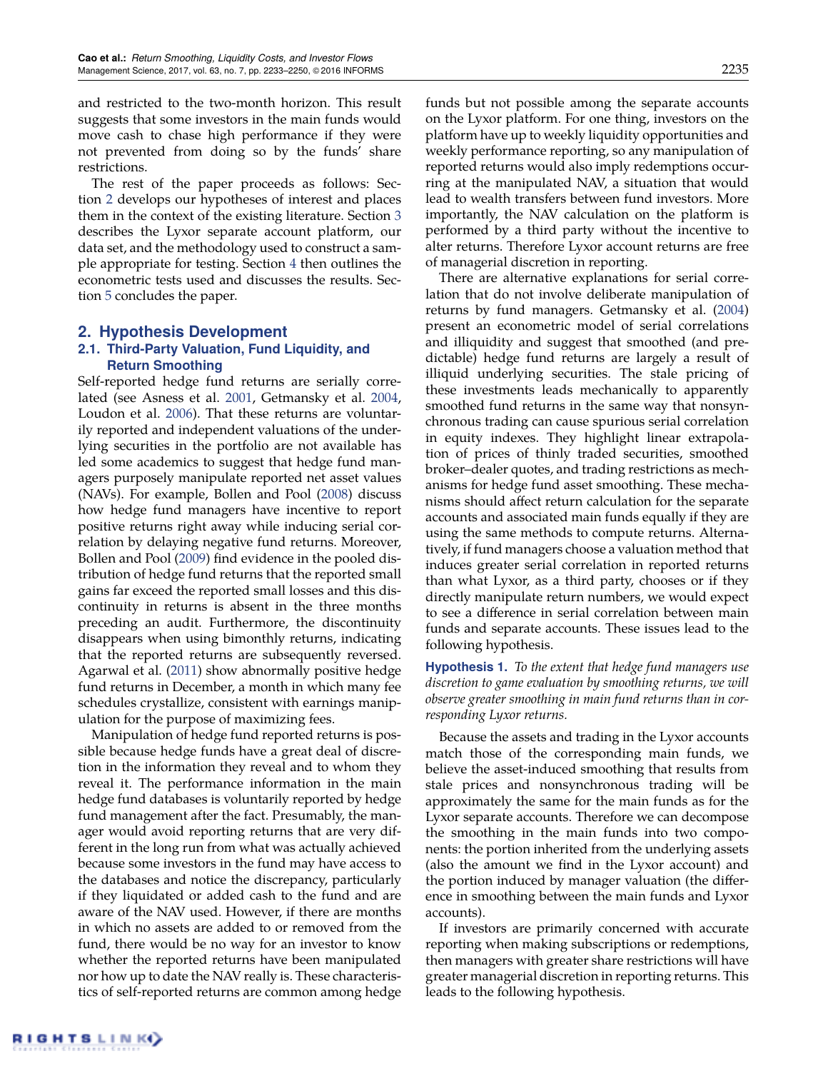and restricted to the two-month horizon. This result suggests that some investors in the main funds would move cash to chase high performance if they were not prevented from doing so by the funds' share restrictions.

The rest of the paper proceeds as follows: Section 2 develops our hypotheses of interest and places them in the context of the existing literature. Section 3 describes the Lyxor separate account platform, our data set, and the methodology used to construct a sample appropriate for testing. Section 4 then outlines the econometric tests used and discusses the results. Section 5 concludes the paper.

## 2. Hypothesis Development

### 2.1. Third-Party Valuation, Fund Liquidity, and Return Smoothing

Self-reported hedge fund returns are serially correlated (see Asness et al. 2001, Getmansky et al. 2004, Loudon et al. 2006). That these returns are voluntarily reported and independent valuations of the underlying securities in the portfolio are not available has led some academics to suggest that hedge fund managers purposely manipulate reported net asset values (NAVs). For example, Bollen and Pool (2008) discuss how hedge fund managers have incentive to report positive returns right away while inducing serial correlation by delaying negative fund returns. Moreover, Bollen and Pool (2009) find evidence in the pooled distribution of hedge fund returns that the reported small gains far exceed the reported small losses and this discontinuity in returns is absent in the three months preceding an audit. Furthermore, the discontinuity disappears when using bimonthly returns, indicating that the reported returns are subsequently reversed. Agarwal et al. (2011) show abnormally positive hedge fund returns in December, a month in which many fee schedules crystallize, consistent with earnings manipulation for the purpose of maximizing fees.

Manipulation of hedge fund reported returns is possible because hedge funds have a great deal of discretion in the information they reveal and to whom they reveal it. The performance information in the main hedge fund databases is voluntarily reported by hedge fund management after the fact. Presumably, the manager would avoid reporting returns that are very different in the long run from what was actually achieved because some investors in the fund may have access to the databases and notice the discrepancy, particularly if they liquidated or added cash to the fund and are aware of the NAV used. However, if there are months in which no assets are added to or removed from the fund, there would be no way for an investor to know whether the reported returns have been manipulated nor how up to date the NAV really is. These characteristics of self-reported returns are common among hedge funds but not possible among the separate accounts on the Lyxor platform. For one thing, investors on the platform have up to weekly liquidity opportunities and weekly performance reporting, so any manipulation of reported returns would also imply redemptions occurring at the manipulated NAV, a situation that would lead to wealth transfers between fund investors. More importantly, the NAV calculation on the platform is performed by a third party without the incentive to alter returns. Therefore Lyxor account returns are free of managerial discretion in reporting.

There are alternative explanations for serial correlation that do not involve deliberate manipulation of returns by fund managers. Getmansky et al. (2004) present an econometric model of serial correlations and illiquidity and suggest that smoothed (and predictable) hedge fund returns are largely a result of illiquid underlying securities. The stale pricing of these investments leads mechanically to apparently smoothed fund returns in the same way that nonsynchronous trading can cause spurious serial correlation in equity indexes. They highlight linear extrapolation of prices of thinly traded securities, smoothed broker–dealer quotes, and trading restrictions as mechanisms for hedge fund asset smoothing. These mechanisms should affect return calculation for the separate accounts and associated main funds equally if they are using the same methods to compute returns. Alternatively, if fund managers choose a valuation method that induces greater serial correlation in reported returns than what Lyxor, as a third party, chooses or if they directly manipulate return numbers, we would expect to see a difference in serial correlation between main funds and separate accounts. These issues lead to the following hypothesis.

**Hypothesis 1.** *To the extent that hedge fund managers use discretion to game evaluation by smoothing returns, we will observe greater smoothing in main fund returns than in corresponding Lyxor returns.*

Because the assets and trading in the Lyxor accounts match those of the corresponding main funds, we believe the asset-induced smoothing that results from stale prices and nonsynchronous trading will be approximately the same for the main funds as for the Lyxor separate accounts. Therefore we can decompose the smoothing in the main funds into two components: the portion inherited from the underlying assets (also the amount we find in the Lyxor account) and the portion induced by manager valuation (the difference in smoothing between the main funds and Lyxor accounts).

If investors are primarily concerned with accurate reporting when making subscriptions or redemptions, then managers with greater share restrictions will have greater managerial discretion in reporting returns. This leads to the following hypothesis.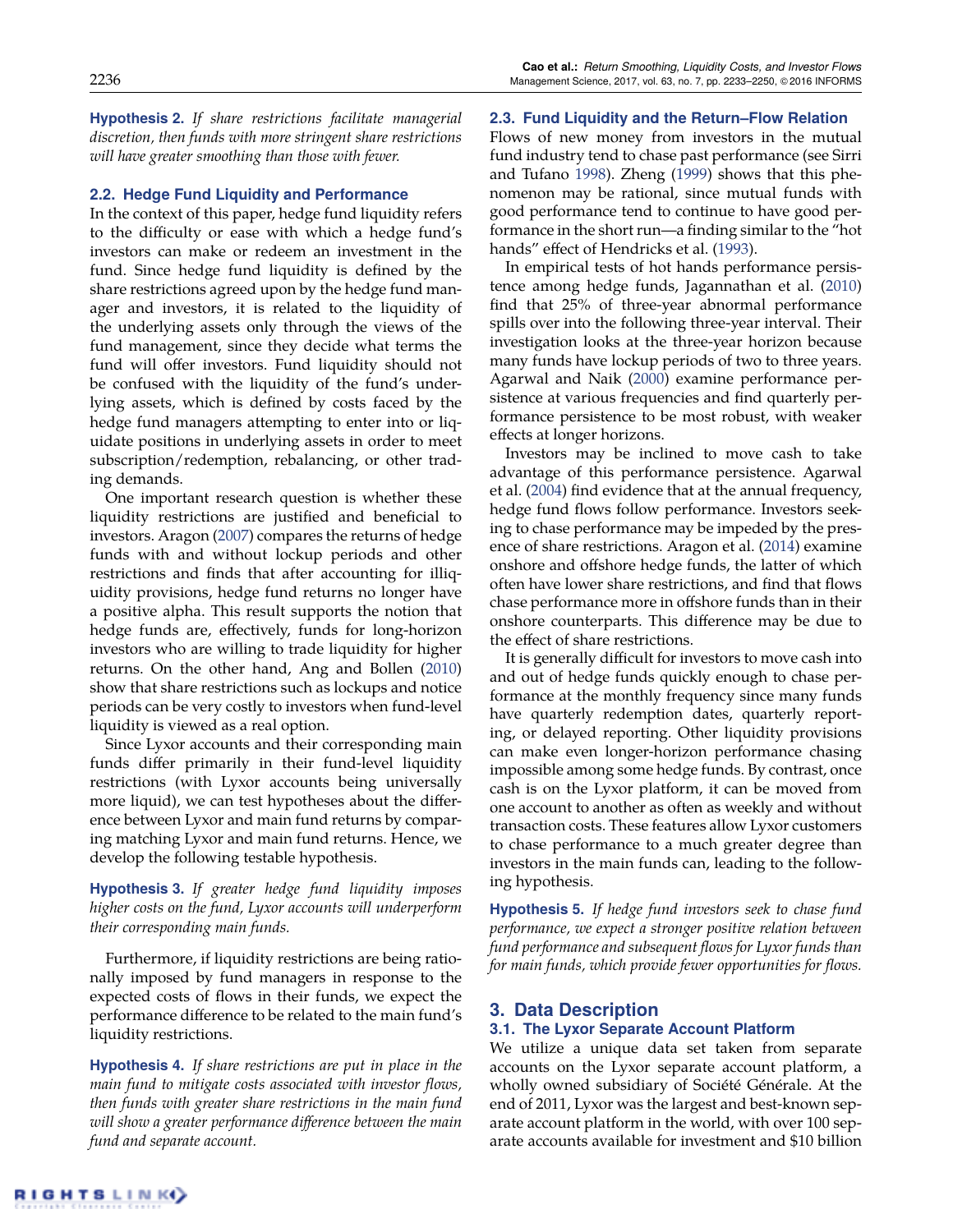**Hypothesis 2.** *If share restrictions facilitate managerial discretion, then funds with more stringent share restrictions will have greater smoothing than those with fewer.*

### 2.2. Hedge Fund Liquidity and Performance

In the context of this paper, hedge fund liquidity refers to the difficulty or ease with which a hedge fund's investors can make or redeem an investment in the fund. Since hedge fund liquidity is defined by the share restrictions agreed upon by the hedge fund manager and investors, it is related to the liquidity of the underlying assets only through the views of the fund management, since they decide what terms the fund will offer investors. Fund liquidity should not be confused with the liquidity of the fund's underlying assets, which is defined by costs faced by the hedge fund managers attempting to enter into or liquidate positions in underlying assets in order to meet subscription/redemption, rebalancing, or other trading demands.

One important research question is whether these liquidity restrictions are justified and beneficial to investors. Aragon (2007) compares the returns of hedge funds with and without lockup periods and other restrictions and finds that after accounting for illiquidity provisions, hedge fund returns no longer have a positive alpha. This result supports the notion that hedge funds are, effectively, funds for long-horizon investors who are willing to trade liquidity for higher returns. On the other hand, Ang and Bollen (2010) show that share restrictions such as lockups and notice periods can be very costly to investors when fund-level liquidity is viewed as a real option.

Since Lyxor accounts and their corresponding main funds differ primarily in their fund-level liquidity restrictions (with Lyxor accounts being universally more liquid), we can test hypotheses about the difference between Lyxor and main fund returns by comparing matching Lyxor and main fund returns. Hence, we develop the following testable hypothesis.

**Hypothesis 3.** *If greater hedge fund liquidity imposes higher costs on the fund, Lyxor accounts will underperform their corresponding main funds.*

Furthermore, if liquidity restrictions are being rationally imposed by fund managers in response to the expected costs of flows in their funds, we expect the performance difference to be related to the main fund's liquidity restrictions.

**Hypothesis 4.** *If share restrictions are put in place in the main fund to mitigate costs associated with investor flows, then funds with greater share restrictions in the main fund will show a greater performance difference between the main fund and separate account.*

### 2.3. Fund Liquidity and the Return–Flow Relation

Flows of new money from investors in the mutual fund industry tend to chase past performance (see Sirri and Tufano 1998). Zheng (1999) shows that this phenomenon may be rational, since mutual funds with good performance tend to continue to have good performance in the short run—a finding similar to the "hot hands" effect of Hendricks et al. (1993).

In empirical tests of hot hands performance persistence among hedge funds, Jagannathan et al. (2010) find that 25% of three-year abnormal performance spills over into the following three-year interval. Their investigation looks at the three-year horizon because many funds have lockup periods of two to three years. Agarwal and Naik (2000) examine performance persistence at various frequencies and find quarterly performance persistence to be most robust, with weaker effects at longer horizons.

Investors may be inclined to move cash to take advantage of this performance persistence. Agarwal et al. (2004) find evidence that at the annual frequency, hedge fund flows follow performance. Investors seeking to chase performance may be impeded by the presence of share restrictions. Aragon et al. (2014) examine onshore and offshore hedge funds, the latter of which often have lower share restrictions, and find that flows chase performance more in offshore funds than in their onshore counterparts. This difference may be due to the effect of share restrictions.

It is generally difficult for investors to move cash into and out of hedge funds quickly enough to chase performance at the monthly frequency since many funds have quarterly redemption dates, quarterly reporting, or delayed reporting. Other liquidity provisions can make even longer-horizon performance chasing impossible among some hedge funds. By contrast, once cash is on the Lyxor platform, it can be moved from one account to another as often as weekly and without transaction costs. These features allow Lyxor customers to chase performance to a much greater degree than investors in the main funds can, leading to the following hypothesis.

**Hypothesis 5.** *If hedge fund investors seek to chase fund performance, we expect a stronger positive relation between fund performance and subsequent flows for Lyxor funds than for main funds, which provide fewer opportunities for flows.*

## 3. Data Description

### 3.1. The Lyxor Separate Account Platform

We utilize a unique data set taken from separate accounts on the Lyxor separate account platform, a wholly owned subsidiary of Société Générale. At the end of 2011, Lyxor was the largest and best-known separate account platform in the world, with over 100 separate accounts available for investment and $10 billion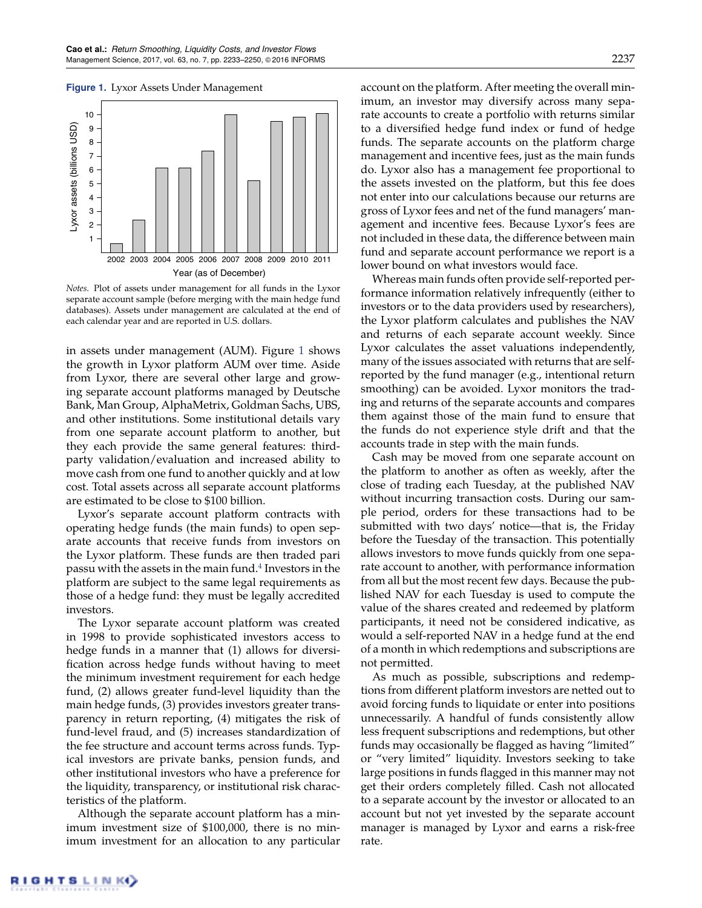**Figure 1.** Lyxor Assets Under Management

*Notes.* Plot of assets under management for all funds in the Lyxor separate account sample (before merging with the main hedge fund databases). Assets under management are calculated at the end of each calendar year and are reported in U.S. dollars.

in assets under management (AUM). Figure 1 shows the growth in Lyxor platform AUM over time. Aside from Lyxor, there are several other large and growing separate account platforms managed by Deutsche Bank, Man Group, AlphaMetrix, Goldman Sachs, UBS, and other institutions. Some institutional details vary from one separate account platform to another, but they each provide the same general features: third-party validation/evaluation and increased ability to move cash from one fund to another quickly and at low cost. Total assets across all separate account platforms are estimated to be close to $100 billion.

Lyxor's separate account platform contracts with operating hedge funds (the main funds) to open separate accounts that receive funds from investors on the Lyxor platform. These funds are then traded pari passu with the assets in the main fund.[4] Investors in the platform are subject to the same legal requirements as those of a hedge fund: they must be legally accredited investors.

The Lyxor separate account platform was created in 1998 to provide sophisticated investors access to hedge funds in a manner that (1) allows for diversification across hedge funds without having to meet the minimum investment requirement for each hedge fund, (2) allows greater fund-level liquidity than the main hedge funds, (3) provides investors greater transparency in return reporting, (4) mitigates the risk of fund-level fraud, and (5) increases standardization of the fee structure and account terms across funds. Typical investors are private banks, pension funds, and other institutional investors who have a preference for the liquidity, transparency, or institutional risk characteristics of the platform.

Although the separate account platform has a minimum investment size of $100,000, there is no minimum investment for an allocation to any particular account on the platform. After meeting the overall minimum, an investor may diversify across many separate accounts to create a portfolio with returns similar to a diversified hedge fund index or fund of hedge funds. The separate accounts on the platform charge management and incentive fees, just as the main funds do. Lyxor also has a management fee proportional to the assets invested on the platform, but this fee does not enter into our calculations because our returns are gross of Lyxor fees and net of the fund managers' management and incentive fees. Because Lyxor's fees are not included in these data, the difference between main fund and separate account performance we report is a lower bound on what investors would face.

Whereas main funds often provide self-reported performance information relatively infrequently (either to investors or to the data providers used by researchers), the Lyxor platform calculates and publishes the NAV and returns of each separate account weekly. Since Lyxor calculates the asset valuations independently, many of the issues associated with returns that are self-reported by the fund manager (e.g., intentional return smoothing) can be avoided. Lyxor monitors the trading and returns of the separate accounts and compares them against those of the main fund to ensure that the funds do not experience style drift and that the accounts trade in step with the main funds.

Cash may be moved from one separate account on the platform to another as often as weekly, after the close of trading each Tuesday, at the published NAV without incurring transaction costs. During our sample period, orders for these transactions had to be submitted with two days' notice—that is, the Friday before the Tuesday of the transaction. This potentially allows investors to move funds quickly from one separate account to another, with performance information from all but the most recent few days. Because the published NAV for each Tuesday is used to compute the value of the shares created and redeemed by platform participants, it need not be considered indicative, as would a self-reported NAV in a hedge fund at the end of a month in which redemptions and subscriptions are not permitted.

As much as possible, subscriptions and redemptions from different platform investors are netted out to avoid forcing funds to liquidate or enter into positions unnecessarily. A handful of funds consistently allow less frequent subscriptions and redemptions, but other funds may occasionally be flagged as having "limited" or "very limited" liquidity. Investors seeking to take large positions in funds flagged in this manner may not get their orders completely filled. Cash not allocated to a separate account by the investor or allocated to an account but not yet invested by the separate account manager is managed by Lyxor and earns a risk-free rate.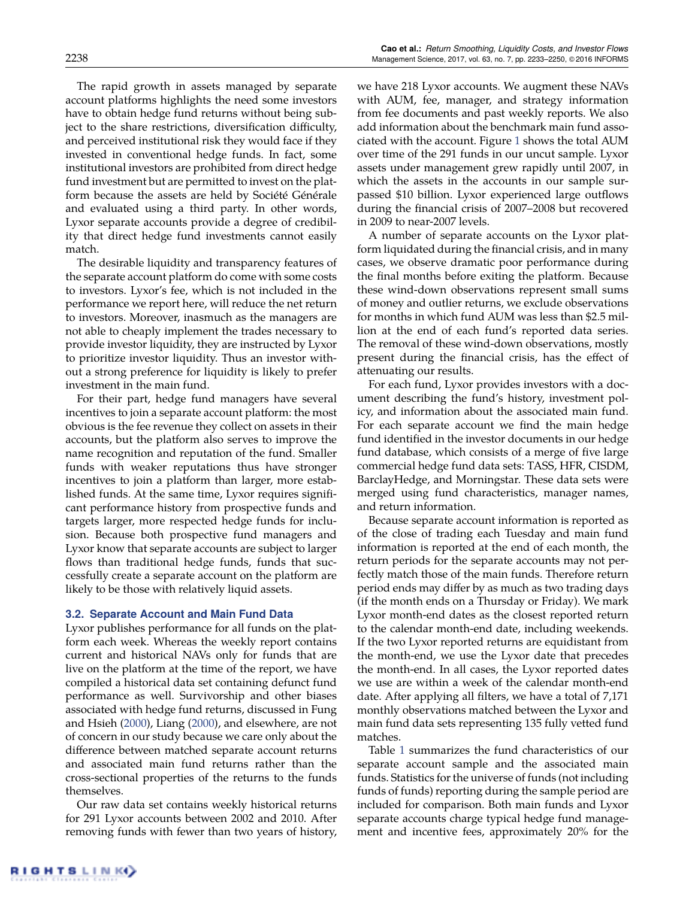The rapid growth in assets managed by separate account platforms highlights the need some investors have to obtain hedge fund returns without being subject to the share restrictions, diversification difficulty, and perceived institutional risk they would face if they invested in conventional hedge funds. In fact, some institutional investors are prohibited from direct hedge fund investment but are permitted to invest on the platform because the assets are held by Société Générale and evaluated using a third party. In other words, Lyxor separate accounts provide a degree of credibility that direct hedge fund investments cannot easily match.

The desirable liquidity and transparency features of the separate account platform do come with some costs to investors. Lyxor's fee, which is not included in the performance we report here, will reduce the net return to investors. Moreover, inasmuch as the managers are not able to cheaply implement the trades necessary to provide investor liquidity, they are instructed by Lyxor to prioritize investor liquidity. Thus an investor without a strong preference for liquidity is likely to prefer investment in the main fund.

For their part, hedge fund managers have several incentives to join a separate account platform: the most obvious is the fee revenue they collect on assets in their accounts, but the platform also serves to improve the name recognition and reputation of the fund. Smaller funds with weaker reputations thus have stronger incentives to join a platform than larger, more established funds. At the same time, Lyxor requires significant performance history from prospective funds and targets larger, more respected hedge funds for inclusion. Because both prospective fund managers and Lyxor know that separate accounts are subject to larger flows than traditional hedge funds, funds that successfully create a separate account on the platform are likely to be those with relatively liquid assets.

### 3.2. Separate Account and Main Fund Data

Lyxor publishes performance for all funds on the platform each week. Whereas the weekly report contains current and historical NAVs only for funds that are live on the platform at the time of the report, we have compiled a historical data set containing defunct fund performance as well. Survivorship and other biases associated with hedge fund returns, discussed in Fung and Hsieh (2000), Liang (2000), and elsewhere, are not of concern in our study because we care only about the difference between matched separate account returns and associated main fund returns rather than the cross-sectional properties of the returns to the funds themselves.

Our raw data set contains weekly historical returns for 291 Lyxor accounts between 2002 and 2010. After removing funds with fewer than two years of history, we have 218 Lyxor accounts. We augment these NAVs with AUM, fee, manager, and strategy information from fee documents and past weekly reports. We also add information about the benchmark main fund associated with the account. Figure 1 shows the total AUM over time of the 291 funds in our uncut sample. Lyxor assets under management grew rapidly until 2007, in which the assets in the accounts in our sample surpassed $10 billion. Lyxor experienced large outflows during the financial crisis of 2007–2008 but recovered in 2009 to near-2007 levels.

A number of separate accounts on the Lyxor platform liquidated during the financial crisis, and in many cases, we observe dramatic poor performance during the final months before exiting the platform. Because these wind-down observations represent small sums of money and outlier returns, we exclude observations for months in which fund AUM was less than $2.5 million at the end of each fund's reported data series. The removal of these wind-down observations, mostly present during the financial crisis, has the effect of attenuating our results.

For each fund, Lyxor provides investors with a document describing the fund's history, investment policy, and information about the associated main fund. For each separate account we find the main hedge fund identified in the investor documents in our hedge fund database, which consists of a merge of five large commercial hedge fund data sets: TASS, HFR, CISDM, BarclayHedge, and Morningstar. These data sets were merged using fund characteristics, manager names, and return information.

Because separate account information is reported as of the close of trading each Tuesday and main fund information is reported at the end of each month, the return periods for the separate accounts may not perfectly match those of the main funds. Therefore return period ends may differ by as much as two trading days (if the month ends on a Thursday or Friday). We mark Lyxor month-end dates as the closest reported return to the calendar month-end date, including weekends. If the two Lyxor reported returns are equidistant from the month-end, we use the Lyxor date that precedes the month-end. In all cases, the Lyxor reported dates we use are within a week of the calendar month-end date. After applying all filters, we have a total of 7,171 monthly observations matched between the Lyxor and main fund data sets representing 135 fully vetted fund matches.

Table 1 summarizes the fund characteristics of our separate account sample and the associated main funds. Statistics for the universe of funds (not including funds of funds) reporting during the sample period are included for comparison. Both main funds and Lyxor separate accounts charge typical hedge fund management and incentive fees, approximately 20% for the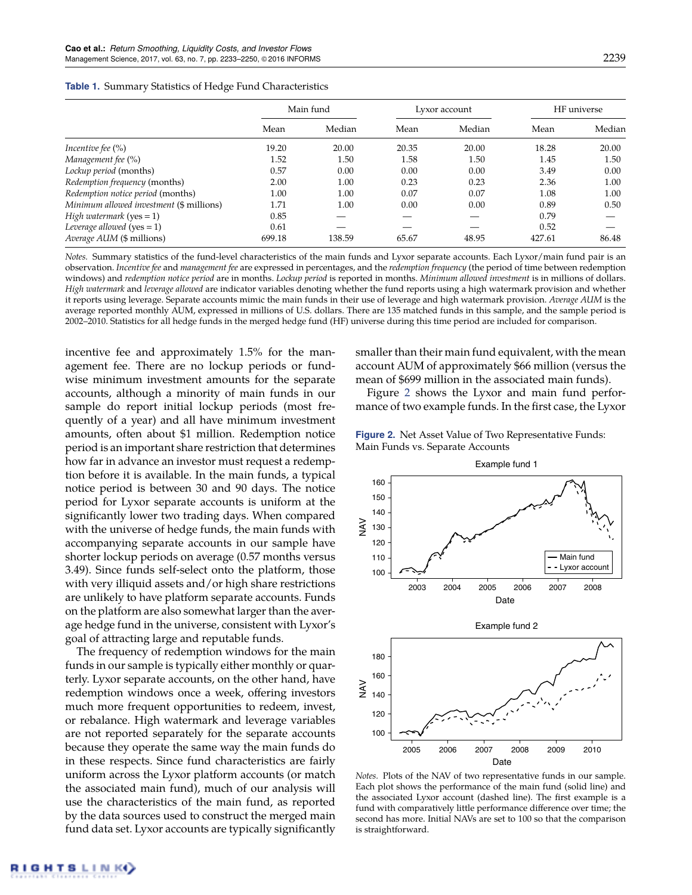**Table 1.** Summary Statistics of Hedge Fund Characteristics

| | Main fund | | Lyxor account | | HF universe | |
|---|---|---|---|---|---|---|
| | Mean | Median | Mean | Median | Mean | Median |
| *Incentive fee* (%) | 19.20 | 20.00 | 20.35 | 20.00 | 18.28 | 20.00 |
| *Management fee* (%) | 1.52 | 1.50 | 1.58 | 1.50 | 1.45 | 1.50 |
| *Lockup period* (months) | 0.57 | 0.00 | 0.00 | 0.00 | 3.49 | 0.00 |
| *Redemption frequency* (months) | 2.00 | 1.00 | 0.23 | 0.23 | 2.36 | 1.00 |
| *Redemption notice period* (months) | 1.00 | 1.00 | 0.07 | 0.07 | 1.08 | 1.00 |
| *Minimum allowed investment* ($ millions) | 1.71 | 1.00 | 0.00 | 0.00 | 0.89 | 0.50 |
| *High watermark* (yes = 1) | 0.85 | — | — | — | 0.79 | — |
| *Leverage allowed* (yes = 1) | 0.61 | — | — | — | 0.52 | — |
| *Average AUM* ($ millions) | 699.18 | 138.59 | 65.67 | 48.95 | 427.61 | 86.48 |

*Notes.* Summary statistics of the fund-level characteristics of the main funds and Lyxor separate accounts. Each Lyxor/main fund pair is an observation. *Incentive fee* and *management fee* are expressed in percentages, and the *redemption frequency* (the period of time between redemption windows) and *redemption notice period* are in months. *Lockup period* is reported in months. *Minimum allowed investment* is in millions of dollars. *High watermark* and *leverage allowed* are indicator variables denoting whether the fund reports using a high watermark provision and whether it reports using leverage. Separate accounts mimic the main funds in their use of leverage and high watermark provision. *Average AUM* is the average reported monthly AUM, expressed in millions of U.S. dollars. There are 135 matched funds in this sample, and the sample period is 2002–2010. Statistics for all hedge funds in the merged hedge fund (HF) universe during this time period are included for comparison.

incentive fee and approximately 1.5% for the management fee. There are no lockup periods or fundwise minimum investment amounts for the separate accounts, although a minority of main funds in our sample do report initial lockup periods (most frequently of a year) and all have minimum investment amounts, often about $1 million. Redemption notice period is an important share restriction that determines how far in advance an investor must request a redemption before it is available. In the main funds, a typical notice period is between 30 and 90 days. The notice period for Lyxor separate accounts is uniform at the significantly lower two trading days. When compared with the universe of hedge funds, the main funds with accompanying separate accounts in our sample have shorter lockup periods on average (0.57 months versus 3.49). Since funds self-select onto the platform, those with very illiquid assets and/or high share restrictions are unlikely to have platform separate accounts. Funds on the platform are also somewhat larger than the average hedge fund in the universe, consistent with Lyxor's goal of attracting large and reputable funds.

The frequency of redemption windows for the main funds in our sample is typically either monthly or quarterly. Lyxor separate accounts, on the other hand, have redemption windows once a week, offering investors much more frequent opportunities to redeem, invest, or rebalance. High watermark and leverage variables are not reported separately for the separate accounts because they operate the same way the main funds do in these respects. Since fund characteristics are fairly uniform across the Lyxor platform accounts (or match the associated main fund), much of our analysis will use the characteristics of the main fund, as reported by the data sources used to construct the merged main fund data set. Lyxor accounts are typically significantly smaller than their main fund equivalent, with the mean account AUM of approximately $66 million (versus the mean of $699 million in the associated main funds).

Figure 2 shows the Lyxor and main fund performance of two example funds. In the first case, the Lyxor

**Figure 2.** Net Asset Value of Two Representative Funds: Main Funds vs. Separate Accounts

*Notes.* Plots of the NAV of two representative funds in our sample. Each plot shows the performance of the main fund (solid line) and the associated Lyxor account (dashed line). The first example is a fund with comparatively little performance difference over time; the second has more. Initial NAVs are set to 100 so that the comparison is straightforward.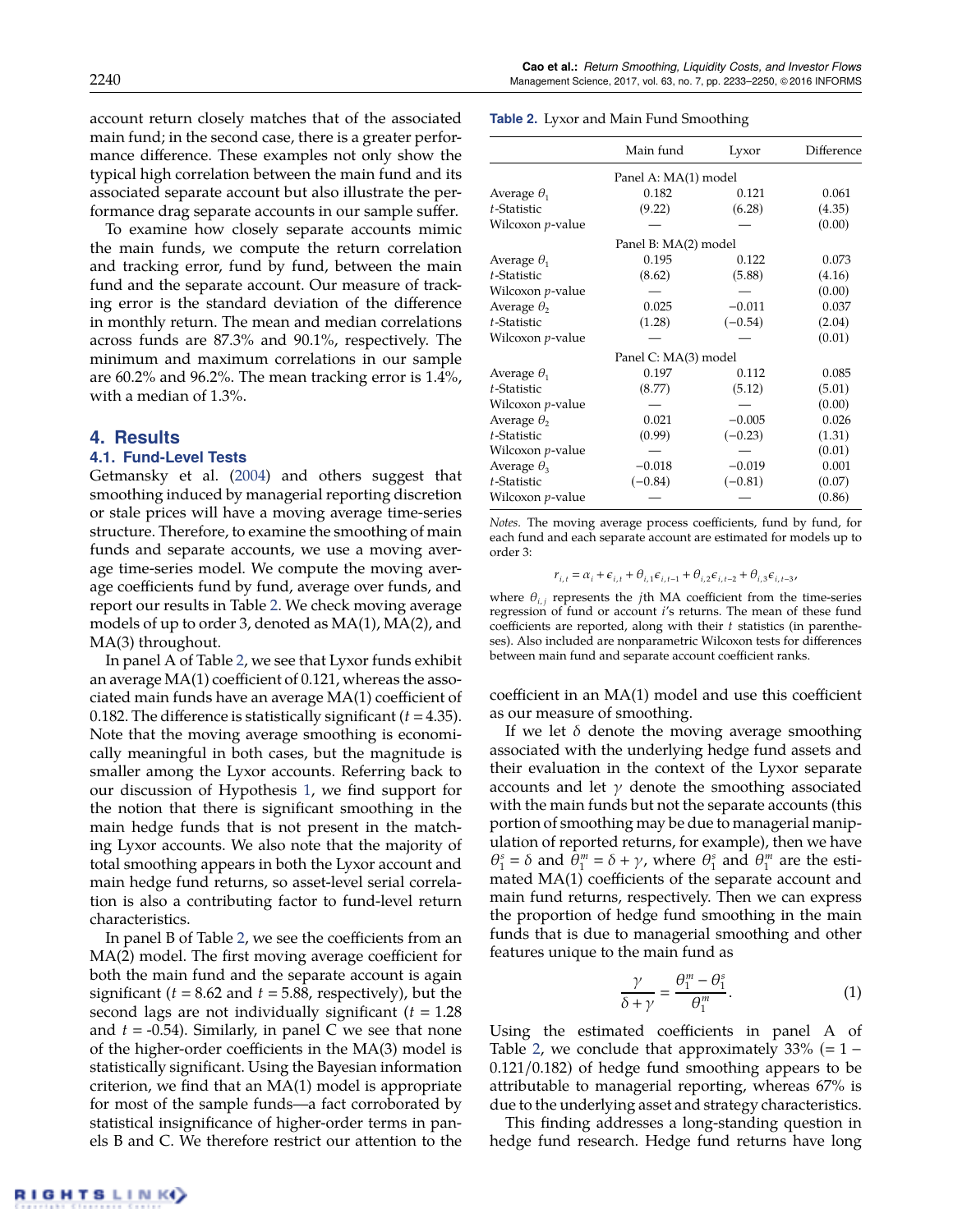account return closely matches that of the associated main fund; in the second case, there is a greater performance difference. These examples not only show the typical high correlation between the main fund and its associated separate account but also illustrate the performance drag separate accounts in our sample suffer.

To examine how closely separate accounts mimic the main funds, we compute the return correlation and tracking error, fund by fund, between the main fund and the separate account. Our measure of tracking error is the standard deviation of the difference in monthly return. The mean and median correlations across funds are 87.3% and 90.1%, respectively. The minimum and maximum correlations in our sample are 60.2% and 96.2%. The mean tracking error is 1.4%, with a median of 1.3%.

## 4. Results

### 4.1. Fund-Level Tests

Getmansky et al. (2004) and others suggest that smoothing induced by managerial reporting discretion or stale prices will have a moving average time-series structure. Therefore, to examine the smoothing of main funds and separate accounts, we use a moving average time-series model. We compute the moving average coefficients fund by fund, average over funds, and report our results in Table 2. We check moving average models of up to order 3, denoted as MA(1), MA(2), and MA(3) throughout.

In panel A of Table 2, we see that Lyxor funds exhibit an average MA(1) coefficient of 0.121, whereas the associated main funds have an average MA(1) coefficient of 0.182. The difference is statistically significant ($t = 4.35$). Note that the moving average smoothing is economically meaningful in both cases, but the magnitude is smaller among the Lyxor accounts. Referring back to our discussion of Hypothesis 1, we find support for the notion that there is significant smoothing in the main hedge funds that is not present in the matching Lyxor accounts. We also note that the majority of total smoothing appears in both the Lyxor account and main hedge fund returns, so asset-level serial correlation is also a contributing factor to fund-level return characteristics.

In panel B of Table 2, we see the coefficients from an MA(2) model. The first moving average coefficient for both the main fund and the separate account is again significant ($t = 8.62$ and $t = 5.88$, respectively), but the second lags are not individually significant ($t = 1.28$ and $t = -0.54$). Similarly, in panel C we see that none of the higher-order coefficients in the MA(3) model is statistically significant. Using the Bayesian information criterion, we find that an MA(1) model is appropriate for most of the sample funds—a fact corroborated by statistical insignificance of higher-order terms in panels B and C. We therefore restrict our attention to the coefficient in an MA(1) model and use this coefficient as our measure of smoothing.

**Table 2.** Lyxor and Main Fund Smoothing

| | Main fund | Lyxor | Difference |
|---|---|---|---|
| *Panel A: MA(1) model* | | | |
| Average $\theta_1$ | 0.182 | 0.121 | 0.061 |
| $t$-Statistic | (9.22) | (6.28) | (4.35) |
| Wilcoxon $p$-value | — | — | (0.00) |
| *Panel B: MA(2) model* | | | |
| Average $\theta_1$ | 0.195 | 0.122 | 0.073 |
| $t$-Statistic | (8.62) | (5.88) | (4.16) |
| Wilcoxon $p$-value | — | — | (0.00) |
| Average $\theta_2$ | 0.025 | −0.011 | 0.037 |
| $t$-Statistic | (1.28) | (−0.54) | (2.04) |
| Wilcoxon $p$-value | — | — | (0.01) |
| *Panel C: MA(3) model* | | | |
| Average $\theta_1$ | 0.197 | 0.112 | 0.085 |
| $t$-Statistic | (8.77) | (5.12) | (5.01) |
| Wilcoxon $p$-value | — | — | (0.00) |
| Average $\theta_2$ | 0.021 | −0.005 | 0.026 |
| $t$-Statistic | (0.99) | (−0.23) | (1.31) |
| Wilcoxon $p$-value | — | — | (0.01) |
| Average $\theta_3$ | −0.018 | −0.019 | 0.001 |
| $t$-Statistic | (−0.84) | (−0.81) | (0.07) |
| Wilcoxon $p$-value | — | — | (0.86) |

*Notes.* The moving average process coefficients, fund by fund, for each fund and each separate account are estimated for models up to order 3:

$$r_{i,t} = \alpha_i + \epsilon_{i,t} + \theta_{i,1}\epsilon_{i,t-1} + \theta_{i,2}\epsilon_{i,t-2} + \theta_{i,3}\epsilon_{i,t-3},$$

where $\theta_{i,j}$ represents the $j$th MA coefficient from the time-series regression of fund or account $i$'s returns. The mean of these fund coefficients are reported, along with their $t$ statistics (in parentheses). Also included are nonparametric Wilcoxon tests for differences between main fund and separate account coefficient ranks.

If we let $\delta$ denote the moving average smoothing associated with the underlying hedge fund assets and their evaluation in the context of the Lyxor separate accounts and let $\gamma$ denote the smoothing associated with the main funds but not the separate accounts (this portion of smoothing may be due to managerial manipulation of reported returns, for example), then we have $\theta_1^s = \delta$ and $\theta_1^m = \delta + \gamma$, where $\theta_1^s$ and $\theta_1^m$ are the estimated MA(1) coefficients of the separate account and main fund returns, respectively. Then we can express the proportion of hedge fund smoothing in the main funds that is due to managerial smoothing and other features unique to the main fund as

$$\frac{\gamma}{\delta + \gamma} = \frac{\theta_1^m - \theta_1^s}{\theta_1^m}. \tag{1}$$

Using the estimated coefficients in panel A of Table 2, we conclude that approximately 33% (= 1 − 0.121/0.182) of hedge fund smoothing appears to be attributable to managerial reporting, whereas 67% is due to the underlying asset and strategy characteristics.

This finding addresses a long-standing question in hedge fund research. Hedge fund returns have long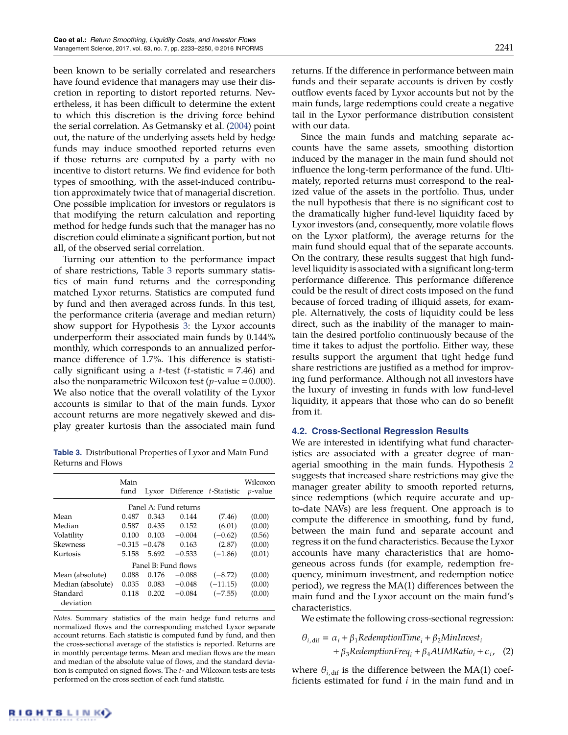been known to be serially correlated and researchers have found evidence that managers may use their discretion in reporting to distort reported returns. Nevertheless, it has been difficult to determine the extent to which this discretion is the driving force behind the serial correlation. As Getmansky et al. (2004) point out, the nature of the underlying assets held by hedge funds may induce smoothed reported returns even if those returns are computed by a party with no incentive to distort returns. We find evidence for both types of smoothing, with the asset-induced contribution approximately twice that of managerial discretion. One possible implication for investors or regulators is that modifying the return calculation and reporting method for hedge funds such that the manager has no discretion could eliminate a significant portion, but not all, of the observed serial correlation.

Turning our attention to the performance impact of share restrictions, Table 3 reports summary statistics of main fund returns and the corresponding matched Lyxor returns. Statistics are computed fund by fund and then averaged across funds. In this test, the performance criteria (average and median return) show support for Hypothesis 3: the Lyxor accounts underperform their associated main funds by 0.144% monthly, which corresponds to an annualized performance difference of 1.7%. This difference is statistically significant using a $t$-test ($t$-statistic = 7.46) and also the nonparametric Wilcoxon test ($p$-value = 0.000). We also notice that the overall volatility of the Lyxor accounts is similar to that of the main funds. Lyxor account returns are more negatively skewed and display greater kurtosis than the associated main fund returns. If the difference in performance between main funds and their separate accounts is driven by costly outflow events faced by Lyxor accounts but not by the main funds, large redemptions could create a negative tail in the Lyxor performance distribution consistent with our data.

Since the main funds and matching separate accounts have the same assets, smoothing distortion induced by the manager in the main fund should not influence the long-term performance of the fund. Ultimately, reported returns must correspond to the realized value of the assets in the portfolio. Thus, under the null hypothesis that there is no significant cost to the dramatically higher fund-level liquidity faced by Lyxor investors (and, consequently, more volatile flows on the Lyxor platform), the average returns for the main fund should equal that of the separate accounts. On the contrary, these results suggest that high fund-level liquidity is associated with a significant long-term performance difference. This performance difference could be the result of direct costs imposed on the fund because of forced trading of illiquid assets, for example. Alternatively, the costs of liquidity could be less direct, such as the inability of the manager to maintain the desired portfolio continuously because of the time it takes to adjust the portfolio. Either way, these results support the argument that tight hedge fund share restrictions are justified as a method for improving fund performance. Although not all investors have the luxury of investing in funds with low fund-level liquidity, it appears that those who can do so benefit from it.

**Table 3.** Distributional Properties of Lyxor and Main Fund Returns and Flows

| | Main fund | Lyxor | Difference | $t$-Statistic | Wilcoxon $p$-value |
|---|---|---|---|---|---|
| Panel A: Fund returns | | | | | |
| Mean | 0.487 | 0.343 | 0.144 | (7.46) | (0.00) |
| Median | 0.587 | 0.435 | 0.152 | (6.01) | (0.00) |
| Volatility | 0.100 | 0.103 | −0.004 | (−0.62) | (0.56) |
| Skewness | −0.315 | −0.478 | 0.163 | (2.87) | (0.00) |
| Kurtosis | 5.158 | 5.692 | −0.533 | (−1.86) | (0.01) |
| Panel B: Fund flows | | | | | |
| Mean (absolute) | 0.088 | 0.176 | −0.088 | (−8.72) | (0.00) |
| Median (absolute) | 0.035 | 0.083 | −0.048 | (−11.15) | (0.00) |
| Standard deviation | 0.118 | 0.202 | −0.084 | (−7.55) | (0.00) |

*Notes.* Summary statistics of the main hedge fund returns and normalized flows and the corresponding matched Lyxor separate account returns. Each statistic is computed fund by fund, and then the cross-sectional average of the statistics is reported. Returns are in monthly percentage terms. Mean and median flows are the mean and median of the absolute value of flows, and the standard deviation is computed on signed flows. The $t$- and Wilcoxon tests are tests performed on the cross section of each fund statistic.

### 4.2. Cross-Sectional Regression Results

We are interested in identifying what fund characteristics are associated with a greater degree of managerial smoothing in the main funds. Hypothesis 2 suggests that increased share restrictions may give the manager greater ability to smooth reported returns, since redemptions (which require accurate and up-to-date NAVs) are less frequent. One approach is to compute the difference in smoothing, fund by fund, between the main fund and separate account and regress it on the fund characteristics. Because the Lyxor accounts have many characteristics that are homogeneous across funds (for example, redemption frequency, minimum investment, and redemption notice period), we regress the MA(1) differences between the main fund and the Lyxor account on the main fund's characteristics.

We estimate the following cross-sectional regression:

$$\theta_{i,\,\mathrm{dif}} = \alpha_i + \beta_1 RedemptionTime_i + \beta_2 MinInvest_i + \beta_3 RedemptionFreq_i + \beta_4 AUMRatio_i + \epsilon_i, \quad (2)$$

where $\theta_{i,\,\mathrm{dif}}$ is the difference between the MA(1) coefficients estimated for fund $i$ in the main fund and in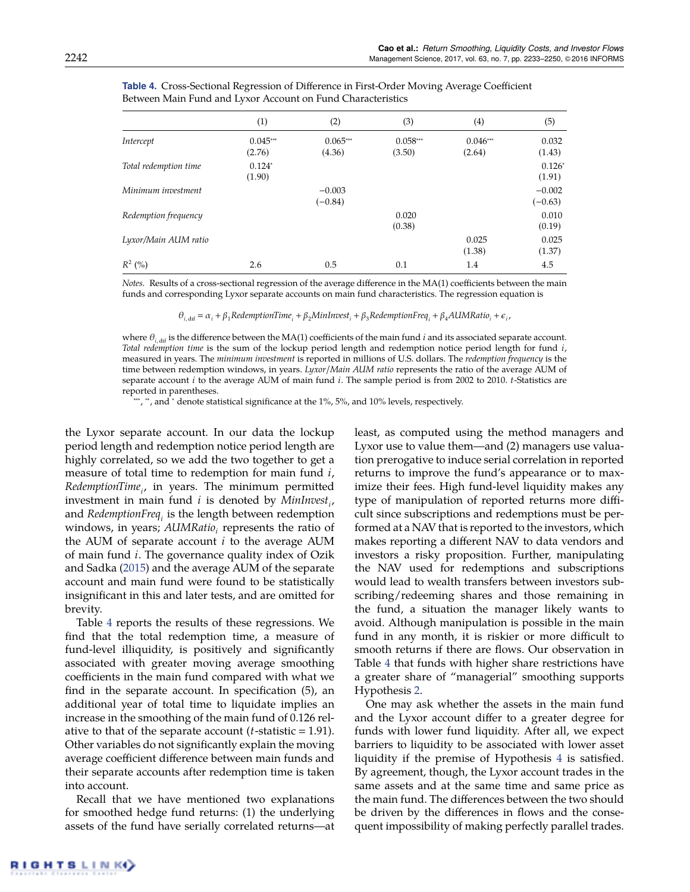**Table 4.** Cross-Sectional Regression of Difference in First-Order Moving Average Coefficient Between Main Fund and Lyxor Account on Fund Characteristics

| | (1) | (2) | (3) | (4) | (5) |
|---|---|---|---|---|---|
| *Intercept* | 0.045*** | 0.065*** | 0.058*** | 0.046*** | 0.032 |
| | (2.76) | (4.36) | (3.50) | (2.64) | (1.43) |
| *Total redemption time* | 0.124* | | | | 0.126* |
| | (1.90) | | | | (1.91) |
| *Minimum investment* | | −0.003 | | | −0.002 |
| | | (−0.84) | | | (−0.63) |
| *Redemption frequency* | | | 0.020 | | 0.010 |
| | | | (0.38) | | (0.19) |
| *Lyxor/Main AUM ratio* | | | | 0.025 | 0.025 |
| | | | | (1.38) | (1.37) |
| $R^2$ (%) | 2.6 | 0.5 | 0.1 | 1.4 | 4.5 |

*Notes.* Results of a cross-sectional regression of the average difference in the MA(1) coefficients between the main funds and corresponding Lyxor separate accounts on main fund characteristics. The regression equation is

$$\theta_{i,\,\text{dif}} = \alpha_i + \beta_1 RedemptionTime_i + \beta_2 MinInvest_i + \beta_3 RedemptionFreq_i + \beta_4 AUMRatio_i + \epsilon_i,$$

where $\theta_{i,\,\text{dif}}$ is the difference between the MA(1) coefficients of the main fund $i$ and its associated separate account. *Total redemption time* is the sum of the lockup period length and redemption notice period length for fund $i$, measured in years. The *minimum investment* is reported in millions of U.S. dollars. The *redemption frequency* is the time between redemption windows, in years. *Lyxor/Main AUM ratio* represents the ratio of the average AUM of separate account $i$ to the average AUM of main fund $i$. The sample period is from 2002 to 2010. $t$-Statistics are reported in parentheses.

***, **, and * denote statistical significance at the 1%, 5%, and 10% levels, respectively.

the Lyxor separate account. In our data the lockup period length and redemption notice period length are highly correlated, so we add the two together to get a measure of total time to redemption for main fund $i$, $RedemptionTime_i$, in years. The minimum permitted investment in main fund $i$ is denoted by $MinInvest_i$, and $RedemptionFreq_i$ is the length between redemption windows, in years; $AUMRatio_i$ represents the ratio of the AUM of separate account $i$ to the average AUM of main fund $i$. The governance quality index of Ozik and Sadka (2015) and the average AUM of the separate account and main fund were found to be statistically insignificant in this and later tests, and are omitted for brevity.

Table 4 reports the results of these regressions. We find that the total redemption time, a measure of fund-level illiquidity, is positively and significantly associated with greater moving average smoothing coefficients in the main fund compared with what we find in the separate account. In specification (5), an additional year of total time to liquidate implies an increase in the smoothing of the main fund of 0.126 relative to that of the separate account ($t$-statistic = 1.91). Other variables do not significantly explain the moving average coefficient difference between main funds and their separate accounts after redemption time is taken into account.

Recall that we have mentioned two explanations for smoothed hedge fund returns: (1) the underlying assets of the fund have serially correlated returns—at least, as computed using the method managers and Lyxor use to value them—and (2) managers use valuation prerogative to induce serial correlation in reported returns to improve the fund's appearance or to maximize their fees. High fund-level liquidity makes any type of manipulation of reported returns more difficult since subscriptions and redemptions must be performed at a NAV that is reported to the investors, which makes reporting a different NAV to data vendors and investors a risky proposition. Further, manipulating the NAV used for redemptions and subscriptions would lead to wealth transfers between investors subscribing/redeeming shares and those remaining in the fund, a situation the manager likely wants to avoid. Although manipulation is possible in the main fund in any month, it is riskier or more difficult to smooth returns if there are flows. Our observation in Table 4 that funds with higher share restrictions have a greater share of "managerial" smoothing supports Hypothesis 2.

One may ask whether the assets in the main fund and the Lyxor account differ to a greater degree for funds with lower fund liquidity. After all, we expect barriers to liquidity to be associated with lower asset liquidity if the premise of Hypothesis 4 is satisfied. By agreement, though, the Lyxor account trades in the same assets and at the same time and same price as the main fund. The differences between the two should be driven by the differences in flows and the consequent impossibility of making perfectly parallel trades.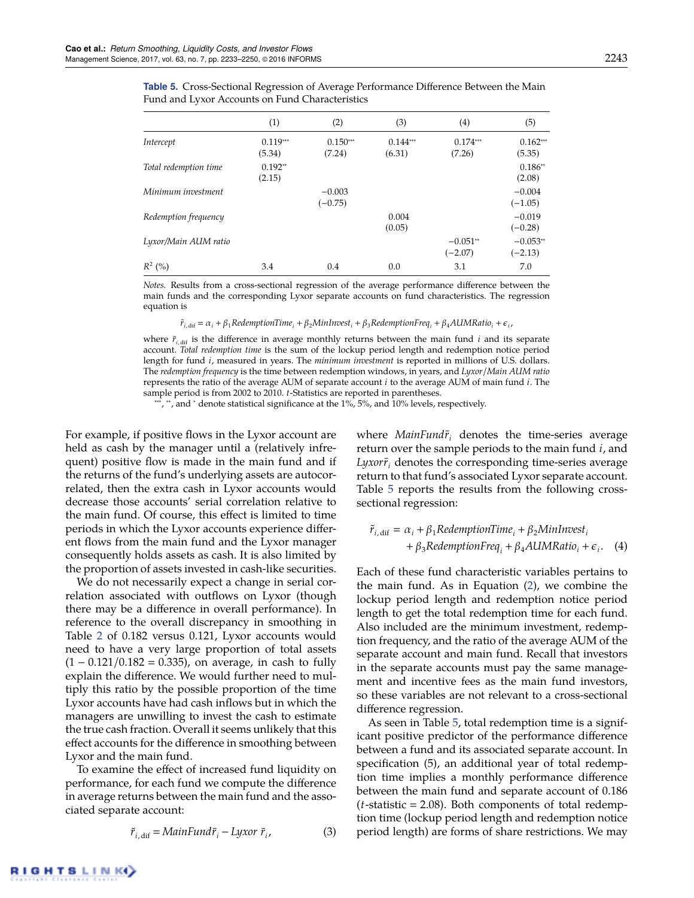**Table 5.** Cross-Sectional Regression of Average Performance Difference Between the Main Fund and Lyxor Accounts on Fund Characteristics

| | (1) | (2) | (3) | (4) | (5) |
|---|---|---|---|---|---|
| *Intercept* | 0.119*** | 0.150*** | 0.144*** | 0.174*** | 0.162*** |
| | (5.34) | (7.24) | (6.31) | (7.26) | (5.35) |
| *Total redemption time* | 0.192** | | | | 0.186** |
| | (2.15) | | | | (2.08) |
| *Minimum investment* | | −0.003 | | | −0.004 |
| | | (−0.75) | | | (−1.05) |
| *Redemption frequency* | | | 0.004 | | −0.019 |
| | | | (0.05) | | (−0.28) |
| *Lyxor/Main AUM ratio* | | | | −0.051** | −0.053** |
| | | | | (−2.07) | (−2.13) |
| $R^2$ (%) | 3.4 | 0.4 | 0.0 | 3.1 | 7.0 |

*Notes.* Results from a cross-sectional regression of the average performance difference between the main funds and the corresponding Lyxor separate accounts on fund characteristics. The regression equation is

$$\tilde{r}_{i,\text{dif}} = \alpha_i + \beta_1 RedemptionTime_i + \beta_2 MinInvest_i + \beta_3 RedemptionFreq_i + \beta_4 AUMRatio_i + \epsilon_i,$$

where $\tilde{r}_{i,\text{dif}}$ is the difference in average monthly returns between the main fund $i$ and its separate account. *Total redemption time* is the sum of the lockup period length and redemption notice period length for fund $i$, measured in years. The *minimum investment* is reported in millions of U.S. dollars. The *redemption frequency* is the time between redemption windows, in years, and *Lyxor/Main AUM ratio* represents the ratio of the average AUM of separate account $i$ to the average AUM of main fund $i$. The sample period is from 2002 to 2010. $t$-Statistics are reported in parentheses.

***, **, and * denote statistical significance at the 1%, 5%, and 10% levels, respectively.

For example, if positive flows in the Lyxor account are held as cash by the manager until a (relatively infrequent) positive flow is made in the main fund and if the returns of the fund's underlying assets are autocorrelated, then the extra cash in Lyxor accounts would decrease those accounts' serial correlation relative to the main fund. Of course, this effect is limited to time periods in which the Lyxor accounts experience different flows from the main fund and the Lyxor manager consequently holds assets as cash. It is also limited by the proportion of assets invested in cash-like securities.

We do not necessarily expect a change in serial correlation associated with outflows on Lyxor (though there may be a difference in overall performance). In reference to the overall discrepancy in smoothing in Table 2 of 0.182 versus 0.121, Lyxor accounts would need to have a very large proportion of total assets ($1 - 0.121/0.182 = 0.335$), on average, in cash to fully explain the difference. We would further need to multiply this ratio by the possible proportion of the time Lyxor accounts have had cash inflows but in which the managers are unwilling to invest the cash to estimate the true cash fraction. Overall it seems unlikely that this effect accounts for the difference in smoothing between Lyxor and the main fund.

To examine the effect of increased fund liquidity on performance, for each fund we compute the difference in average returns between the main fund and the associated separate account:

$$\tilde{r}_{i,\text{dif}} = MainFund\bar{r}_i - Lyxor\ \bar{r}_i, \tag{3}$$

where $MainFund\bar{r}_i$ denotes the time-series average return over the sample periods to the main fund $i$, and $Lyxor\bar{r}_i$ denotes the corresponding time-series average return to that fund's associated Lyxor separate account. Table 5 reports the results from the following cross-sectional regression:

$$\tilde{r}_{i,\text{dif}} = \alpha_i + \beta_1 RedemptionTime_i + \beta_2 MinInvest_i + \beta_3 RedemptionFreq_i + \beta_4 AUMRatio_i + \epsilon_i. \tag{4}$$

Each of these fund characteristic variables pertains to the main fund. As in Equation (2), we combine the lockup period length and redemption notice period length to get the total redemption time for each fund. Also included are the minimum investment, redemption frequency, and the ratio of the average AUM of the separate account and main fund. Recall that investors in the separate accounts must pay the same management and incentive fees as the main fund investors, so these variables are not relevant to a cross-sectional difference regression.

As seen in Table 5, total redemption time is a significant positive predictor of the performance difference between a fund and its associated separate account. In specification (5), an additional year of total redemption time implies a monthly performance difference between the main fund and separate account of 0.186 ($t$-statistic = 2.08). Both components of total redemption time (lockup period length and redemption notice period length) are forms of share restrictions. We may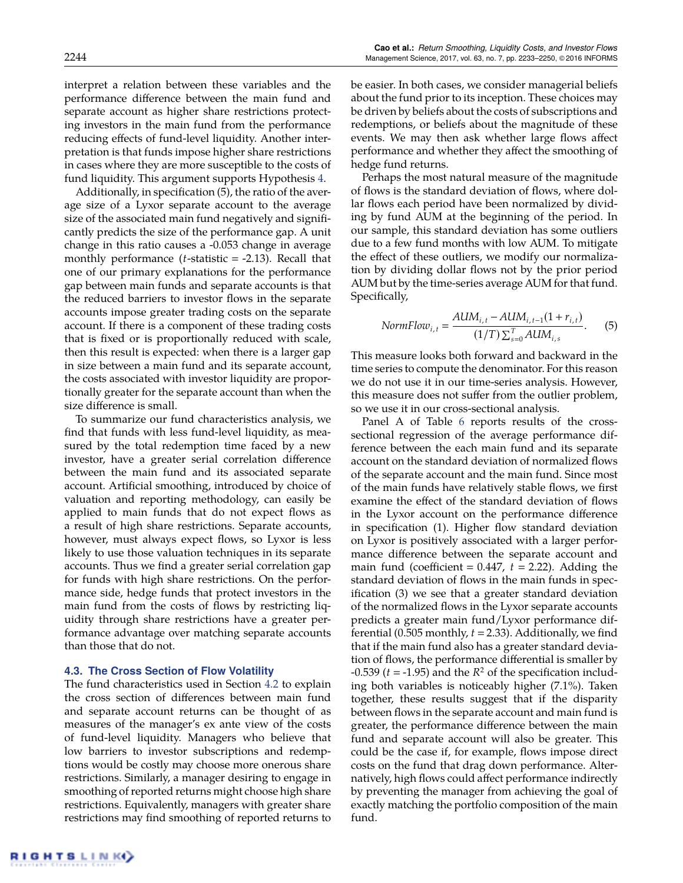interpret a relation between these variables and the performance difference between the main fund and separate account as higher share restrictions protecting investors in the main fund from the performance reducing effects of fund-level liquidity. Another interpretation is that funds impose higher share restrictions in cases where they are more susceptible to the costs of fund liquidity. This argument supports Hypothesis 4.

Additionally, in specification (5), the ratio of the average size of a Lyxor separate account to the average size of the associated main fund negatively and significantly predicts the size of the performance gap. A unit change in this ratio causes a -0.053 change in average monthly performance ($t$-statistic = -2.13). Recall that one of our primary explanations for the performance gap between main funds and separate accounts is that the reduced barriers to investor flows in the separate accounts impose greater trading costs on the separate account. If there is a component of these trading costs that is fixed or is proportionally reduced with scale, then this result is expected: when there is a larger gap in size between a main fund and its separate account, the costs associated with investor liquidity are proportionally greater for the separate account than when the size difference is small.

To summarize our fund characteristics analysis, we find that funds with less fund-level liquidity, as measured by the total redemption time faced by a new investor, have a greater serial correlation difference between the main fund and its associated separate account. Artificial smoothing, introduced by choice of valuation and reporting methodology, can easily be applied to main funds that do not expect flows as a result of high share restrictions. Separate accounts, however, must always expect flows, so Lyxor is less likely to use those valuation techniques in its separate accounts. Thus we find a greater serial correlation gap for funds with high share restrictions. On the performance side, hedge funds that protect investors in the main fund from the costs of flows by restricting liquidity through share restrictions have a greater performance advantage over matching separate accounts than those that do not.

### 4.3. The Cross Section of Flow Volatility

The fund characteristics used in Section 4.2 to explain the cross section of differences between main fund and separate account returns can be thought of as measures of the manager's ex ante view of the costs of fund-level liquidity. Managers who believe that low barriers to investor subscriptions and redemptions would be costly may choose more onerous share restrictions. Similarly, a manager desiring to engage in smoothing of reported returns might choose high share restrictions. Equivalently, managers with greater share restrictions may find smoothing of reported returns to be easier. In both cases, we consider managerial beliefs about the fund prior to its inception. These choices may be driven by beliefs about the costs of subscriptions and redemptions, or beliefs about the magnitude of these events. We may then ask whether large flows affect performance and whether they affect the smoothing of hedge fund returns.

Perhaps the most natural measure of the magnitude of flows is the standard deviation of flows, where dollar flows each period have been normalized by dividing by fund AUM at the beginning of the period. In our sample, this standard deviation has some outliers due to a few fund months with low AUM. To mitigate the effect of these outliers, we modify our normalization by dividing dollar flows not by the prior period AUM but by the time-series average AUM for that fund. Specifically,

$$NormFlow_{i,t} = \frac{AUM_{i,t} - AUM_{i,t-1}(1 + r_{i,t})}{(1/T)\sum_{s=0}^{T} AUM_{i,s}}. \qquad (5)$$

This measure looks both forward and backward in the time series to compute the denominator. For this reason we do not use it in our time-series analysis. However, this measure does not suffer from the outlier problem, so we use it in our cross-sectional analysis.

Panel A of Table 6 reports results of the cross-sectional regression of the average performance difference between the each main fund and its separate account on the standard deviation of normalized flows of the separate account and the main fund. Since most of the main funds have relatively stable flows, we first examine the effect of the standard deviation of flows in the Lyxor account on the performance difference in specification (1). Higher flow standard deviation on Lyxor is positively associated with a larger performance difference between the separate account and main fund (coefficient = 0.447, $t$ = 2.22). Adding the standard deviation of flows in the main funds in specification (3) we see that a greater standard deviation of the normalized flows in the Lyxor separate accounts predicts a greater main fund/Lyxor performance differential (0.505 monthly, $t$ = 2.33). Additionally, we find that if the main fund also has a greater standard deviation of flows, the performance differential is smaller by -0.539 ($t$ = -1.95) and the $R^2$ of the specification including both variables is noticeably higher (7.1%). Taken together, these results suggest that if the disparity between flows in the separate account and main fund is greater, the performance difference between the main fund and separate account will also be greater. This could be the case if, for example, flows impose direct costs on the fund that drag down performance. Alternatively, high flows could affect performance indirectly by preventing the manager from achieving the goal of exactly matching the portfolio composition of the main fund.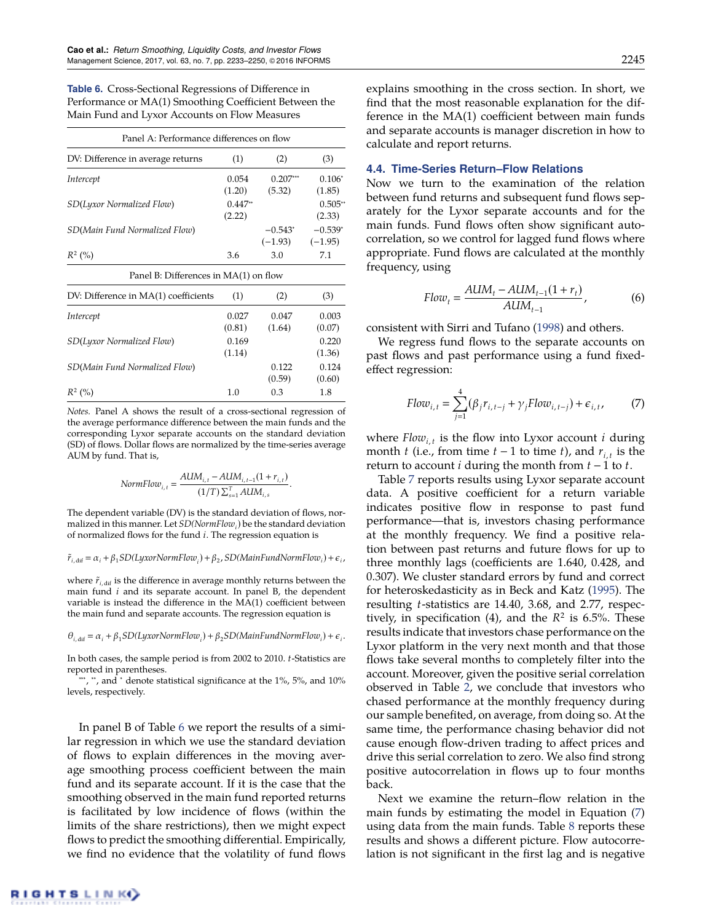**Table 6.** Cross-Sectional Regressions of Difference in Performance or MA(1) Smoothing Coefficient Between the Main Fund and Lyxor Accounts on Flow Measures

| Panel A: Performance differences on flow | | | |
|---|---|---|---|
| DV: Difference in average returns | (1) | (2) | (3) |
| *Intercept* | 0.054 | 0.207*** | 0.106* |
| | (1.20) | (5.32) | (1.85) |
| *SD(Lyxor Normalized Flow)* | 0.447** | | 0.505** |
| | (2.22) | | (2.33) |
| *SD(Main Fund Normalized Flow)* | | −0.543* | −0.539* |
| | | (−1.93) | (−1.95) |
| $R^2$ (%) | 3.6 | 3.0 | 7.1 |
| **Panel B: Differences in MA(1) on flow** | | | |
| DV: Difference in MA(1) coefficients | (1) | (2) | (3) |
| *Intercept* | 0.027 | 0.047 | 0.003 |
| | (0.81) | (1.64) | (0.07) |
| *SD(Lyxor Normalized Flow)* | 0.169 | | 0.220 |
| | (1.14) | | (1.36) |
| *SD(Main Fund Normalized Flow)* | | 0.122 | 0.124 |
| | | (0.59) | (0.60) |
| $R^2$ (%) | 1.0 | 0.3 | 1.8 |

*Notes.* Panel A shows the result of a cross-sectional regression of the average performance difference between the main funds and the corresponding Lyxor separate accounts on the standard deviation (SD) of flows. Dollar flows are normalized by the time-series average AUM by fund. That is,

$$NormFlow_{i,t} = \frac{AUM_{i,t} - AUM_{i,t-1}(1 + r_{i,t})}{(1/T)\sum_{s=1}^{T} AUM_{i,s}}.$$

The dependent variable (DV) is the standard deviation of flows, normalized in this manner. Let $SD(NormFlow_i)$ be the standard deviation of normalized flows for the fund $i$. The regression equation is

$$\tilde{r}_{i,\text{dif}} = \alpha_i + \beta_1 SD(LyxorNormFlow_i) + \beta_2 SD(MainFundNormFlow_i) + \epsilon_i,$$

where $\tilde{r}_{i,\text{dif}}$ is the difference in average monthly returns between the main fund $i$ and its separate account. In panel B, the dependent variable is instead the difference in the MA(1) coefficient between the main fund and separate accounts. The regression equation is

$$\theta_{i,\text{dif}} = \alpha_i + \beta_1 SD(LyxorNormFlow_i) + \beta_2 SD(MainFundNormFlow_i) + \epsilon_i.$$

In both cases, the sample period is from 2002 to 2010. $t$-Statistics are reported in parentheses.

***, **, and * denote statistical significance at the 1%, 5%, and 10% levels, respectively.

In panel B of Table 6 we report the results of a similar regression in which we use the standard deviation of flows to explain differences in the moving average smoothing process coefficient between the main fund and its separate account. If it is the case that the smoothing observed in the main fund reported returns is facilitated by low incidence of flows (within the limits of the share restrictions), then we might expect flows to predict the smoothing differential. Empirically, we find no evidence that the volatility of fund flows explains smoothing in the cross section. In short, we find that the most reasonable explanation for the difference in the MA(1) coefficient between main funds and separate accounts is manager discretion in how to calculate and report returns.

### 4.4. Time-Series Return–Flow Relations

Now we turn to the examination of the relation between fund returns and subsequent fund flows separately for the Lyxor separate accounts and for the main funds. Fund flows often show significant autocorrelation, so we control for lagged fund flows where appropriate. Fund flows are calculated at the monthly frequency, using

$$Flow_t = \frac{AUM_t - AUM_{t-1}(1 + r_t)}{AUM_{t-1}}, \tag{6}$$

consistent with Sirri and Tufano (1998) and others.

We regress fund flows to the separate accounts on past flows and past performance using a fund fixed-effect regression:

$$Flow_{i,t} = \sum_{j=1}^{4} (\beta_j r_{i,t-j} + \gamma_j Flow_{i,t-j}) + \epsilon_{i,t}, \tag{7}$$

where $Flow_{i,t}$ is the flow into Lyxor account $i$ during month $t$ (i.e., from time $t-1$ to time $t$), and $r_{i,t}$ is the return to account $i$ during the month from $t-1$ to $t$.

Table 7 reports results using Lyxor separate account data. A positive coefficient for a return variable indicates positive flow in response to past fund performance—that is, investors chasing performance at the monthly frequency. We find a positive relation between past returns and future flows for up to three monthly lags (coefficients are 1.640, 0.428, and 0.307). We cluster standard errors by fund and correct for heteroskedasticity as in Beck and Katz (1995). The resulting $t$-statistics are 14.40, 3.68, and 2.77, respectively, in specification (4), and the $R^2$ is 6.5%. These results indicate that investors chase performance on the Lyxor platform in the very next month and that those flows take several months to completely filter into the account. Moreover, given the positive serial correlation observed in Table 2, we conclude that investors who chased performance at the monthly frequency during our sample benefited, on average, from doing so. At the same time, the performance chasing behavior did not cause enough flow-driven trading to affect prices and drive this serial correlation to zero. We also find strong positive autocorrelation in flows up to four months back.

Next we examine the return–flow relation in the main funds by estimating the model in Equation (7) using data from the main funds. Table 8 reports these results and shows a different picture. Flow autocorrelation is not significant in the first lag and is negative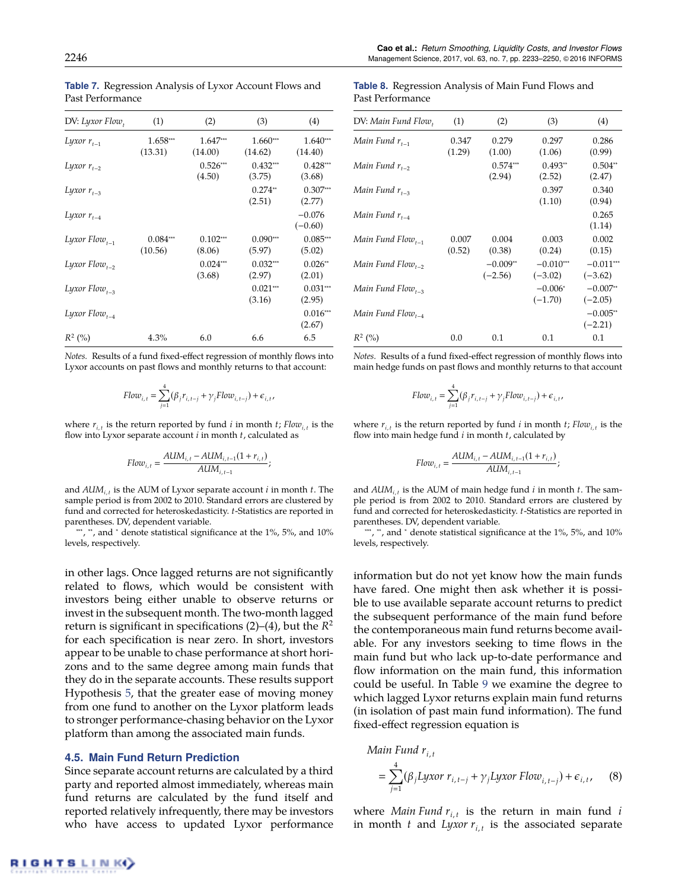**Table 7.** Regression Analysis of Lyxor Account Flows and Past Performance

| DV: *Lyxor Flow*$_t$ | (1) | (2) | (3) | (4) |
|---|---|---|---|---|
| *Lyxor* $r_{t-1}$ | 1.658*** | 1.647*** | 1.660*** | 1.640*** |
| | (13.31) | (14.00) | (14.62) | (14.40) |
| *Lyxor* $r_{t-2}$ | | 0.526*** | 0.432*** | 0.428*** |
| | | (4.50) | (3.75) | (3.68) |
| *Lyxor* $r_{t-3}$ | | | 0.274** | 0.307*** |
| | | | (2.51) | (2.77) |
| *Lyxor* $r_{t-4}$ | | | | −0.076 |
| | | | | (−0.60) |
| *Lyxor Flow*$_{t-1}$ | 0.084*** | 0.102*** | 0.090*** | 0.085*** |
| | (10.56) | (8.06) | (5.97) | (5.02) |
| *Lyxor Flow*$_{t-2}$ | | 0.024*** | 0.032*** | 0.026** |
| | | (3.68) | (2.97) | (2.01) |
| *Lyxor Flow*$_{t-3}$ | | | 0.021*** | 0.031*** |
| | | | (3.16) | (2.95) |
| *Lyxor Flow*$_{t-4}$ | | | | 0.016*** |
| | | | | (2.67) |
| $R^2$ (%) | 4.3% | 6.0 | 6.6 | 6.5 |

*Notes.* Results of a fund fixed-effect regression of monthly flows into Lyxor accounts on past flows and monthly returns to that account:

$$Flow_{i,t} = \sum_{j=1}^{4}(\beta_j r_{i,t-j} + \gamma_j Flow_{i,t-j}) + \epsilon_{i,t},$$

where $r_{i,t}$ is the return reported by fund $i$ in month $t$; $Flow_{i,t}$ is the flow into Lyxor separate account $i$ in month $t$, calculated as

$$Flow_{i,t} = \frac{AUM_{i,t} - AUM_{i,t-1}(1 + r_{i,t})}{AUM_{i,t-1}};$$

and $AUM_{i,t}$ is the AUM of Lyxor separate account $i$ in month $t$. The sample period is from 2002 to 2010. Standard errors are clustered by fund and corrected for heteroskedasticity. $t$-Statistics are reported in parentheses. DV, dependent variable.

***, **, and * denote statistical significance at the 1%, 5%, and 10% levels, respectively.

**Table 8.** Regression Analysis of Main Fund Flows and Past Performance

| DV: *Main Fund Flow*$_t$ | (1) | (2) | (3) | (4) |
|---|---|---|---|---|
| *Main Fund* $r_{t-1}$ | 0.347 | 0.279 | 0.297 | 0.286 |
| | (1.29) | (1.00) | (1.06) | (0.99) |
| *Main Fund* $r_{t-2}$ | | 0.574*** | 0.493** | 0.504** |
| | | (2.94) | (2.52) | (2.47) |
| *Main Fund* $r_{t-3}$ | | | 0.397 | 0.340 |
| | | | (1.10) | (0.94) |
| *Main Fund* $r_{t-4}$ | | | | 0.265 |
| | | | | (1.14) |
| *Main Fund Flow*$_{t-1}$ | 0.007 | 0.004 | 0.003 | 0.002 |
| | (0.52) | (0.38) | (0.24) | (0.15) |
| *Main Fund Flow*$_{t-2}$ | | −0.009** | −0.010*** | −0.011*** |
| | | (−2.56) | (−3.02) | (−3.62) |
| *Main Fund Flow*$_{t-3}$ | | | −0.006* | −0.007** |
| | | | (−1.70) | (−2.05) |
| *Main Fund Flow*$_{t-4}$ | | | | −0.005** |
| | | | | (−2.21) |
| $R^2$ (%) | 0.0 | 0.1 | 0.1 | 0.1 |

*Notes.* Results of a fund fixed-effect regression of monthly flows into main hedge funds on past flows and monthly returns to that account

$$Flow_{i,t} = \sum_{j=1}^{4}(\beta_j r_{i,t-j} + \gamma_j Flow_{i,t-j}) + \epsilon_{i,t},$$

where $r_{i,t}$ is the return reported by fund $i$ in month $t$; $Flow_{i,t}$ is the flow into main hedge fund $i$ in month $t$, calculated by

$$Flow_{i,t} = \frac{AUM_{i,t} - AUM_{i,t-1}(1 + r_{i,t})}{AUM_{i,t-1}};$$

and $AUM_{i,t}$ is the AUM of main hedge fund $i$ in month $t$. The sample period is from 2002 to 2010. Standard errors are clustered by fund and corrected for heteroskedasticity. $t$-Statistics are reported in parentheses. DV, dependent variable.

***, **, and * denote statistical significance at the 1%, 5%, and 10% levels, respectively.

in other lags. Once lagged returns are not significantly related to flows, which would be consistent with investors being either unable to observe returns or invest in the subsequent month. The two-month lagged return is significant in specifications (2)–(4), but the $R^2$ for each specification is near zero. In short, investors appear to be unable to chase performance at short horizons and to the same degree among main funds that they do in the separate accounts. These results support Hypothesis 5, that the greater ease of moving money from one fund to another on the Lyxor platform leads to stronger performance-chasing behavior on the Lyxor platform than among the associated main funds.

### 4.5. Main Fund Return Prediction

Since separate account returns are calculated by a third party and reported almost immediately, whereas main fund returns are calculated by the fund itself and reported relatively infrequently, there may be investors who have access to updated Lyxor performance information but do not yet know how the main funds have fared. One might then ask whether it is possible to use available separate account returns to predict the subsequent performance of the main fund before the contemporaneous main fund returns become available. For any investors seeking to time flows in the main fund but who lack up-to-date performance and flow information on the main fund, this information could be useful. In Table 9 we examine the degree to which lagged Lyxor returns explain main fund returns (in isolation of past main fund information). The fund fixed-effect regression equation is

$$Main\ Fund\ r_{i,t} = \sum_{j=1}^{4}(\beta_j Lyxor\ r_{i,t-j} + \gamma_j Lyxor\ Flow_{i,t-j}) + \epsilon_{i,t}, \qquad (8)$$

where *Main Fund* $r_{i,t}$ is the return in main fund $i$ in month $t$ and *Lyxor* $r_{i,t}$ is the associated separate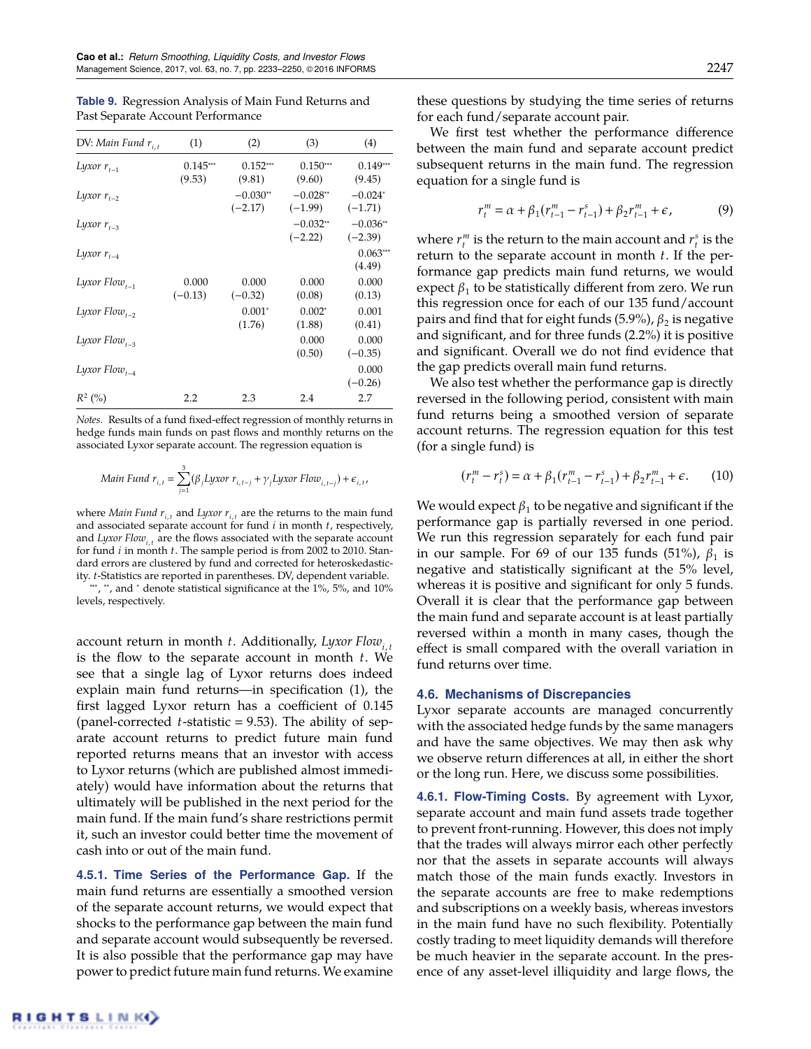**Table 9.** Regression Analysis of Main Fund Returns and Past Separate Account Performance

| DV: *Main Fund* $r_{i,t}$ | (1) | (2) | (3) | (4) |
|---|---|---|---|---|
| *Lyxor* $r_{t-1}$ | 0.145*** | 0.152*** | 0.150*** | 0.149*** |
| | (9.53) | (9.81) | (9.60) | (9.45) |
| *Lyxor* $r_{t-2}$ | | −0.030** | −0.028** | −0.024* |
| | | (−2.17) | (−1.99) | (−1.71) |
| *Lyxor* $r_{t-3}$ | | | −0.032** | −0.036** |
| | | | (−2.22) | (−2.39) |
| *Lyxor* $r_{t-4}$ | | | | 0.063*** |
| | | | | (4.49) |
| *Lyxor Flow*$_{t-1}$ | 0.000 | 0.000 | 0.000 | 0.000 |
| | (−0.13) | (−0.32) | (0.08) | (0.13) |
| *Lyxor Flow*$_{t-2}$ | | 0.001* | 0.002* | 0.001 |
| | | (1.76) | (1.88) | (0.41) |
| *Lyxor Flow*$_{t-3}$ | | | 0.000 | 0.000 |
| | | | (0.50) | (−0.35) |
| *Lyxor Flow*$_{t-4}$ | | | | 0.000 |
| | | | | (−0.26) |
| $R^2$ (%) | 2.2 | 2.3 | 2.4 | 2.7 |

*Notes.* Results of a fund fixed-effect regression of monthly returns in hedge funds main funds on past flows and monthly returns on the associated Lyxor separate account. The regression equation is

$$Main\ Fund\ r_{i,t} = \sum_{j=1}^{3}(\beta_j Lyxor\ r_{i,t-j} + \gamma_j Lyxor\ Flow_{i,t-j}) + \epsilon_{i,t},$$

where *Main Fund* $r_{i,t}$ and *Lyxor* $r_{i,t}$ are the returns to the main fund and associated separate account for fund $i$ in month $t$, respectively, and *Lyxor Flow*$_{i,t}$ are the flows associated with the separate account for fund $i$ in month $t$. The sample period is from 2002 to 2010. Standard errors are clustered by fund and corrected for heteroskedasticity. $t$-Statistics are reported in parentheses. DV, dependent variable.

***, **, and * denote statistical significance at the 1%, 5%, and 10% levels, respectively.

account return in month $t$. Additionally, *Lyxor Flow*$_{i,t}$ is the flow to the separate account in month $t$. We see that a single lag of Lyxor returns does indeed explain main fund returns—in specification (1), the first lagged Lyxor return has a coefficient of 0.145 (panel-corrected $t$-statistic = 9.53). The ability of separate account returns to predict future main fund reported returns means that an investor with access to Lyxor returns (which are published almost immediately) would have information about the returns that ultimately will be published in the next period for the main fund. If the main fund's share restrictions permit it, such an investor could better time the movement of cash into or out of the main fund.

#### 4.5.1. Time Series of the Performance Gap.

If the main fund returns are essentially a smoothed version of the separate account returns, we would expect that shocks to the performance gap between the main fund and separate account would subsequently be reversed. It is also possible that the performance gap may have power to predict future main fund returns. We examine these questions by studying the time series of returns for each fund/separate account pair.

We first test whether the performance difference between the main fund and separate account predict subsequent returns in the main fund. The regression equation for a single fund is

$$r_t^m = \alpha + \beta_1(r_{t-1}^m - r_{t-1}^s) + \beta_2 r_{t-1}^m + \epsilon, \tag{9}$$

where $r_t^m$ is the return to the main account and $r_t^s$ is the return to the separate account in month $t$. If the performance gap predicts main fund returns, we would expect $\beta_1$ to be statistically different from zero. We run this regression once for each of our 135 fund/account pairs and find that for eight funds (5.9%), $\beta_2$ is negative and significant, and for three funds (2.2%) it is positive and significant. Overall we do not find evidence that the gap predicts overall main fund returns.

We also test whether the performance gap is directly reversed in the following period, consistent with main fund returns being a smoothed version of separate account returns. The regression equation for this test (for a single fund) is

$$(r_t^m - r_t^s) = \alpha + \beta_1(r_{t-1}^m - r_{t-1}^s) + \beta_2 r_{t-1}^m + \epsilon. \tag{10}$$

We would expect $\beta_1$ to be negative and significant if the performance gap is partially reversed in one period. We run this regression separately for each fund pair in our sample. For 69 of our 135 funds (51%), $\beta_1$ is negative and statistically significant at the 5% level, whereas it is positive and significant for only 5 funds. Overall it is clear that the performance gap between the main fund and separate account is at least partially reversed within a month in many cases, though the effect is small compared with the overall variation in fund returns over time.

### 4.6. Mechanisms of Discrepancies

Lyxor separate accounts are managed concurrently with the associated hedge funds by the same managers and have the same objectives. We may then ask why we observe return differences at all, in either the short or the long run. Here, we discuss some possibilities.

#### 4.6.1. Flow-Timing Costs.

By agreement with Lyxor, separate account and main fund assets trade together to prevent front-running. However, this does not imply that the trades will always mirror each other perfectly nor that the assets in separate accounts will always match those of the main funds exactly. Investors in the separate accounts are free to make redemptions and subscriptions on a weekly basis, whereas investors in the main fund have no such flexibility. Potentially costly trading to meet liquidity demands will therefore be much heavier in the separate account. In the presence of any asset-level illiquidity and large flows, the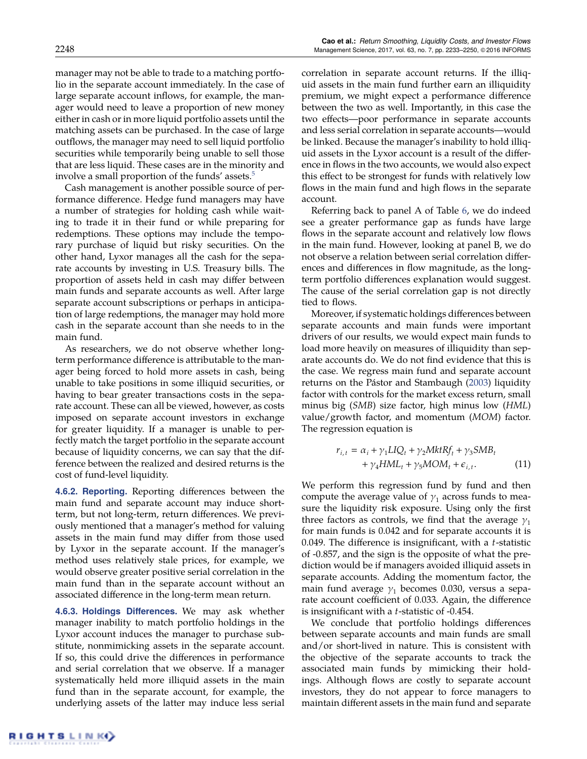manager may not be able to trade to a matching portfolio in the separate account immediately. In the case of large separate account inflows, for example, the manager would need to leave a proportion of new money either in cash or in more liquid portfolio assets until the matching assets can be purchased. In the case of large outflows, the manager may need to sell liquid portfolio securities while temporarily being unable to sell those that are less liquid. These cases are in the minority and involve a small proportion of the funds' assets.[5]

Cash management is another possible source of performance difference. Hedge fund managers may have a number of strategies for holding cash while waiting to trade it in their fund or while preparing for redemptions. These options may include the temporary purchase of liquid but risky securities. On the other hand, Lyxor manages all the cash for the separate accounts by investing in U.S. Treasury bills. The proportion of assets held in cash may differ between main funds and separate accounts as well. After large separate account subscriptions or perhaps in anticipation of large redemptions, the manager may hold more cash in the separate account than she needs to in the main fund.

As researchers, we do not observe whether long-term performance difference is attributable to the manager being forced to hold more assets in cash, being unable to take positions in some illiquid securities, or having to bear greater transactions costs in the separate account. These can all be viewed, however, as costs imposed on separate account investors in exchange for greater liquidity. If a manager is unable to perfectly match the target portfolio in the separate account because of liquidity concerns, we can say that the difference between the realized and desired returns is the cost of fund-level liquidity.

**4.6.2. Reporting.** Reporting differences between the main fund and separate account may induce short-term, but not long-term, return differences. We previously mentioned that a manager's method for valuing assets in the main fund may differ from those used by Lyxor in the separate account. If the manager's method uses relatively stale prices, for example, we would observe greater positive serial correlation in the main fund than in the separate account without an associated difference in the long-term mean return.

**4.6.3. Holdings Differences.** We may ask whether manager inability to match portfolio holdings in the Lyxor account induces the manager to purchase substitute, nonmimicking assets in the separate account. If so, this could drive the differences in performance and serial correlation that we observe. If a manager systematically held more illiquid assets in the main fund than in the separate account, for example, the underlying assets of the latter may induce less serial correlation in separate account returns. If the illiquid assets in the main fund further earn an illiquidity premium, we might expect a performance difference between the two as well. Importantly, in this case the two effects—poor performance in separate accounts and less serial correlation in separate accounts—would be linked. Because the manager's inability to hold illiquid assets in the Lyxor account is a result of the difference in flows in the two accounts, we would also expect this effect to be strongest for funds with relatively low flows in the main fund and high flows in the separate account.

Referring back to panel A of Table 6, we do indeed see a greater performance gap as funds have large flows in the separate account and relatively low flows in the main fund. However, looking at panel B, we do not observe a relation between serial correlation differences and differences in flow magnitude, as the long-term portfolio differences explanation would suggest. The cause of the serial correlation gap is not directly tied to flows.

Moreover, if systematic holdings differences between separate accounts and main funds were important drivers of our results, we would expect main funds to load more heavily on measures of illiquidity than separate accounts do. We do not find evidence that this is the case. We regress main fund and separate account returns on the Pástor and Stambaugh (2003) liquidity factor with controls for the market excess return, small minus big (*SMB*) size factor, high minus low (*HML*) value/growth factor, and momentum (*MOM*) factor. The regression equation is

$$r_{i,t} = \alpha_i + \gamma_1 LIQ_t + \gamma_2 MktRf_t + \gamma_3 SMB_t + \gamma_4 HML_t + \gamma_5 MOM_t + \epsilon_{i,t}. \tag{11}$$

We perform this regression fund by fund and then compute the average value of $\gamma_1$ across funds to measure the liquidity risk exposure. Using only the first three factors as controls, we find that the average $\gamma_1$ for main funds is 0.042 and for separate accounts it is 0.049. The difference is insignificant, with a $t$-statistic of -0.857, and the sign is the opposite of what the prediction would be if managers avoided illiquid assets in separate accounts. Adding the momentum factor, the main fund average $\gamma_1$ becomes 0.030, versus a separate account coefficient of 0.033. Again, the difference is insignificant with a $t$-statistic of -0.454.

We conclude that portfolio holdings differences between separate accounts and main funds are small and/or short-lived in nature. This is consistent with the objective of the separate accounts to track the associated main funds by mimicking their holdings. Although flows are costly to separate account investors, they do not appear to force managers to maintain different assets in the main fund and separate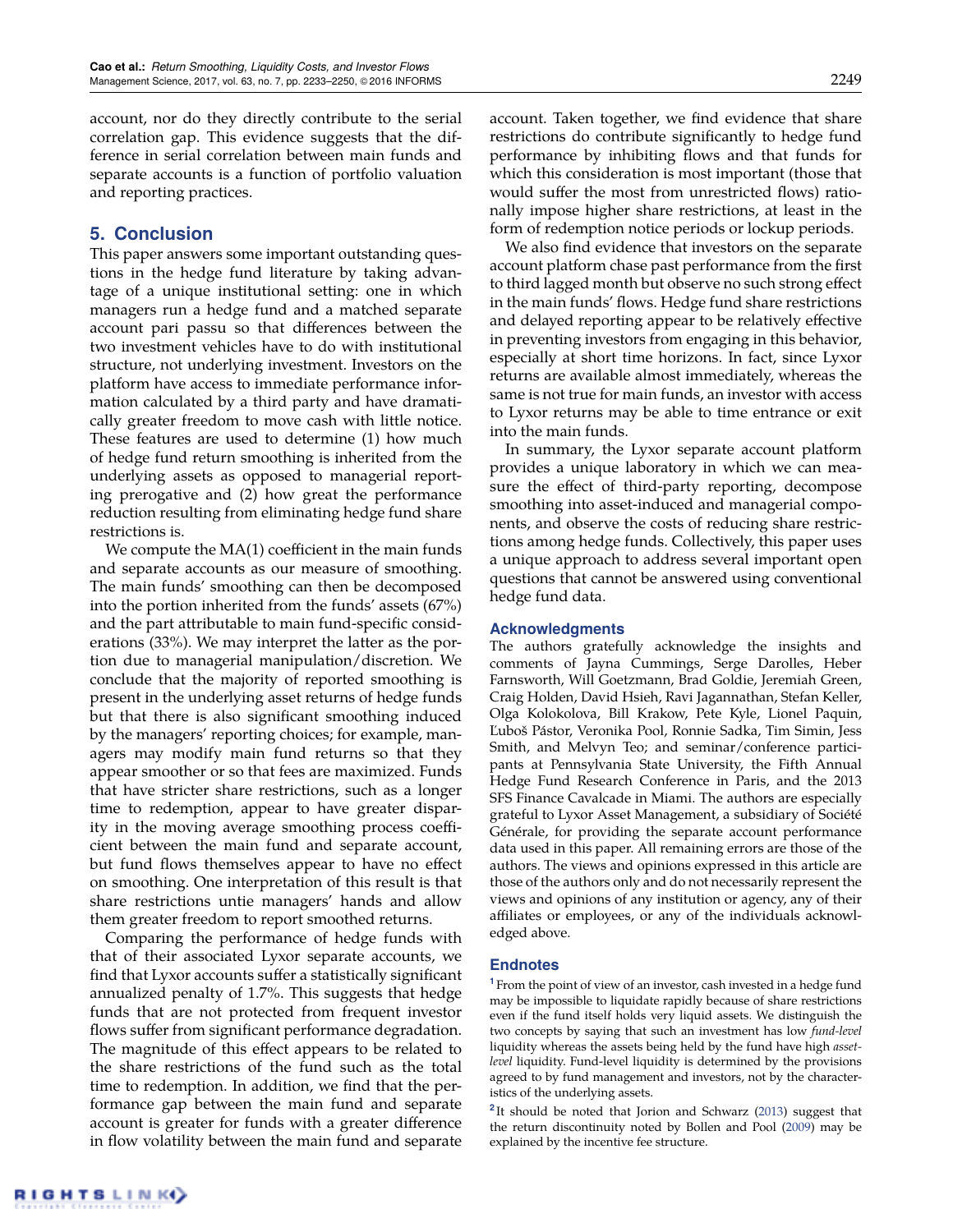account, nor do they directly contribute to the serial correlation gap. This evidence suggests that the difference in serial correlation between main funds and separate accounts is a function of portfolio valuation and reporting practices.

## 5. Conclusion

This paper answers some important outstanding questions in the hedge fund literature by taking advantage of a unique institutional setting: one in which managers run a hedge fund and a matched separate account pari passu so that differences between the two investment vehicles have to do with institutional structure, not underlying investment. Investors on the platform have access to immediate performance information calculated by a third party and have dramatically greater freedom to move cash with little notice. These features are used to determine (1) how much of hedge fund return smoothing is inherited from the underlying assets as opposed to managerial reporting prerogative and (2) how great the performance reduction resulting from eliminating hedge fund share restrictions is.

We compute the MA(1) coefficient in the main funds and separate accounts as our measure of smoothing. The main funds' smoothing can then be decomposed into the portion inherited from the funds' assets (67%) and the part attributable to main fund-specific considerations (33%). We may interpret the latter as the portion due to managerial manipulation/discretion. We conclude that the majority of reported smoothing is present in the underlying asset returns of hedge funds but that there is also significant smoothing induced by the managers' reporting choices; for example, managers may modify main fund returns so that they appear smoother or so that fees are maximized. Funds that have stricter share restrictions, such as a longer time to redemption, appear to have greater disparity in the moving average smoothing process coefficient between the main fund and separate account, but fund flows themselves appear to have no effect on smoothing. One interpretation of this result is that share restrictions untie managers' hands and allow them greater freedom to report smoothed returns.

Comparing the performance of hedge funds with that of their associated Lyxor separate accounts, we find that Lyxor accounts suffer a statistically significant annualized penalty of 1.7%. This suggests that hedge funds that are not protected from frequent investor flows suffer from significant performance degradation. The magnitude of this effect appears to be related to the share restrictions of the fund such as the total time to redemption. In addition, we find that the performance gap between the main fund and separate account is greater for funds with a greater difference in flow volatility between the main fund and separate account. Taken together, we find evidence that share restrictions do contribute significantly to hedge fund performance by inhibiting flows and that funds for which this consideration is most important (those that would suffer the most from unrestricted flows) rationally impose higher share restrictions, at least in the form of redemption notice periods or lockup periods.

We also find evidence that investors on the separate account platform chase past performance from the first to third lagged month but observe no such strong effect in the main funds' flows. Hedge fund share restrictions and delayed reporting appear to be relatively effective in preventing investors from engaging in this behavior, especially at short time horizons. In fact, since Lyxor returns are available almost immediately, whereas the same is not true for main funds, an investor with access to Lyxor returns may be able to time entrance or exit into the main funds.

In summary, the Lyxor separate account platform provides a unique laboratory in which we can measure the effect of third-party reporting, decompose smoothing into asset-induced and managerial components, and observe the costs of reducing share restrictions among hedge funds. Collectively, this paper uses a unique approach to address several important open questions that cannot be answered using conventional hedge fund data.

### Acknowledgments

The authors gratefully acknowledge the insights and comments of Jayna Cummings, Serge Darolles, Heber Farnsworth, Will Goetzmann, Brad Goldie, Jeremiah Green, Craig Holden, David Hsieh, Ravi Jagannathan, Stefan Keller, Olga Kolokolova, Bill Krakow, Pete Kyle, Lionel Paquin, Ľuboš Pástor, Veronika Pool, Ronnie Sadka, Tim Simin, Jess Smith, and Melvyn Teo; and seminar/conference participants at Pennsylvania State University, the Fifth Annual Hedge Fund Research Conference in Paris, and the 2013 SFS Finance Cavalcade in Miami. The authors are especially grateful to Lyxor Asset Management, a subsidiary of Société Générale, for providing the separate account performance data used in this paper. All remaining errors are those of the authors. The views and opinions expressed in this article are those of the authors only and do not necessarily represent the views and opinions of any institution or agency, any of their affiliates or employees, or any of the individuals acknowledged above.

### Endnotes

[1] From the point of view of an investor, cash invested in a hedge fund may be impossible to liquidate rapidly because of share restrictions even if the fund itself holds very liquid assets. We distinguish the two concepts by saying that such an investment has low *fund-level* liquidity whereas the assets being held by the fund have high *asset-level* liquidity. Fund-level liquidity is determined by the provisions agreed to by fund management and investors, not by the characteristics of the underlying assets.

[2] It should be noted that Jorion and Schwarz (2013) suggest that the return discontinuity noted by Bollen and Pool (2009) may be explained by the incentive fee structure.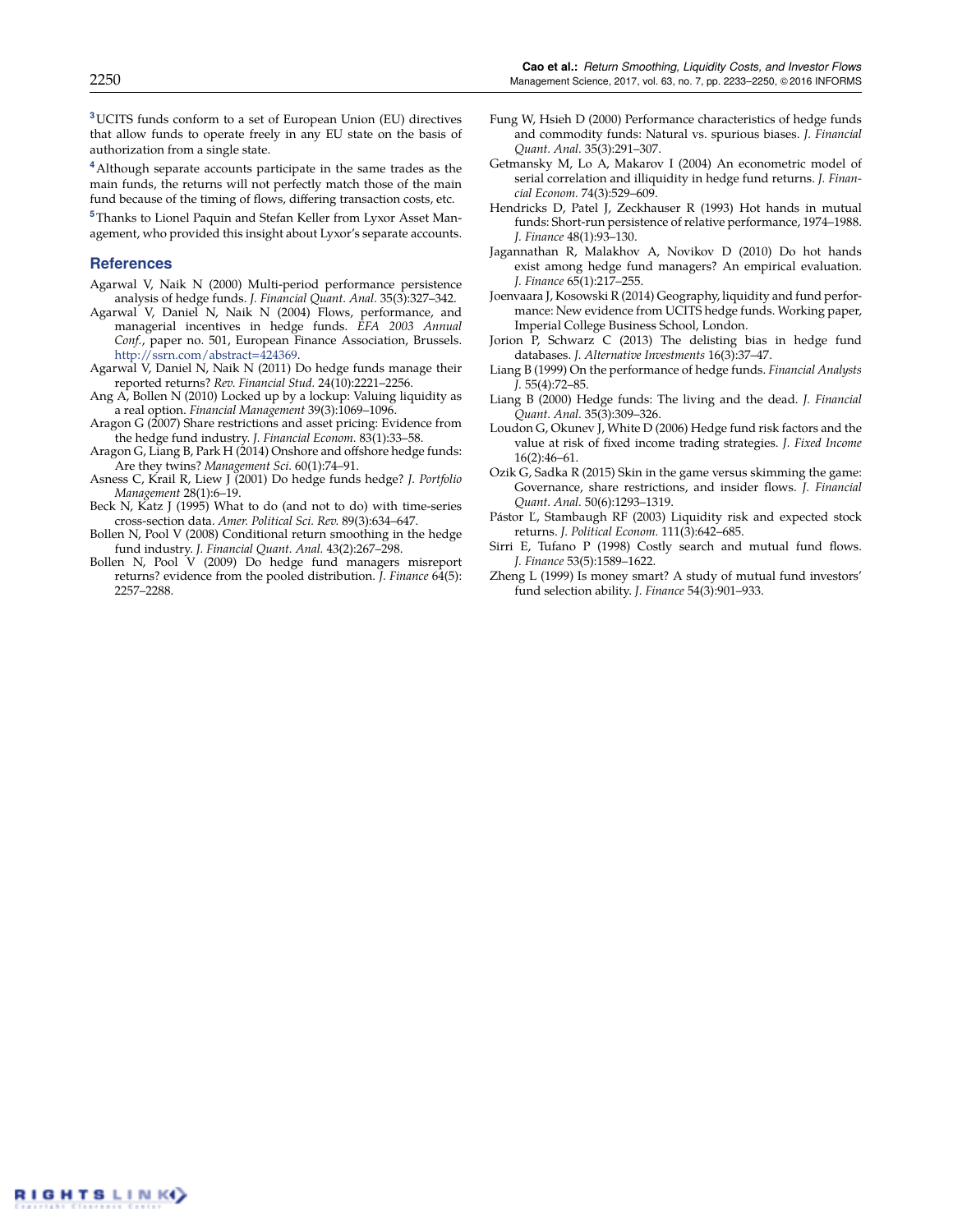[3] UCITS funds conform to a set of European Union (EU) directives that allow funds to operate freely in any EU state on the basis of authorization from a single state.

[4] Although separate accounts participate in the same trades as the main funds, the returns will not perfectly match those of the main fund because of the timing of flows, differing transaction costs, etc.

[5] Thanks to Lionel Paquin and Stefan Keller from Lyxor Asset Management, who provided this insight about Lyxor's separate accounts.

## References

Agarwal V, Naik N (2000) Multi-period performance persistence analysis of hedge funds. *J. Financial Quant. Anal.* 35(3):327–342.

Agarwal V, Daniel N, Naik N (2004) Flows, performance, and managerial incentives in hedge funds. *EFA 2003 Annual Conf.*, paper no. 501, European Finance Association, Brussels. http://ssrn.com/abstract=424369.

Agarwal V, Daniel N, Naik N (2011) Do hedge funds manage their reported returns? *Rev. Financial Stud.* 24(10):2221–2256.

Ang A, Bollen N (2010) Locked up by a lockup: Valuing liquidity as a real option. *Financial Management* 39(3):1069–1096.

Aragon G (2007) Share restrictions and asset pricing: Evidence from the hedge fund industry. *J. Financial Econom.* 83(1):33–58.

Aragon G, Liang B, Park H (2014) Onshore and offshore hedge funds: Are they twins? *Management Sci.* 60(1):74–91.

Asness C, Krail R, Liew J (2001) Do hedge funds hedge? *J. Portfolio Management* 28(1):6–19.

Beck N, Katz J (1995) What to do (and not to do) with time-series cross-section data. *Amer. Political Sci. Rev.* 89(3):634–647.

Bollen N, Pool V (2008) Conditional return smoothing in the hedge fund industry. *J. Financial Quant. Anal.* 43(2):267–298.

Bollen N, Pool V (2009) Do hedge fund managers misreport returns? evidence from the pooled distribution. *J. Finance* 64(5): 2257–2288.

Fung W, Hsieh D (2000) Performance characteristics of hedge funds and commodity funds: Natural vs. spurious biases. *J. Financial Quant. Anal.* 35(3):291–307.

Getmansky M, Lo A, Makarov I (2004) An econometric model of serial correlation and illiquidity in hedge fund returns. *J. Financial Econom.* 74(3):529–609.

Hendricks D, Patel J, Zeckhauser R (1993) Hot hands in mutual funds: Short-run persistence of relative performance, 1974–1988. *J. Finance* 48(1):93–130.

Jagannathan R, Malakhov A, Novikov D (2010) Do hot hands exist among hedge fund managers? An empirical evaluation. *J. Finance* 65(1):217–255.

Joenvaara J, Kosowski R (2014) Geography, liquidity and fund performance: New evidence from UCITS hedge funds. Working paper, Imperial College Business School, London.

Jorion P, Schwarz C (2013) The delisting bias in hedge fund databases. *J. Alternative Investments* 16(3):37–47.

Liang B (1999) On the performance of hedge funds. *Financial Analysts J.* 55(4):72–85.

Liang B (2000) Hedge funds: The living and the dead. *J. Financial Quant. Anal.* 35(3):309–326.

Loudon G, Okunev J, White D (2006) Hedge fund risk factors and the value at risk of fixed income trading strategies. *J. Fixed Income* 16(2):46–61.

Ozik G, Sadka R (2015) Skin in the game versus skimming the game: Governance, share restrictions, and insider flows. *J. Financial Quant. Anal.* 50(6):1293–1319.

Pástor Ľ, Stambaugh RF (2003) Liquidity risk and expected stock returns. *J. Political Econom.* 111(3):642–685.

Sirri E, Tufano P (1998) Costly search and mutual fund flows. *J. Finance* 53(5):1589–1622.

Zheng L (1999) Is money smart? A study of mutual fund investors' fund selection ability. *J. Finance* 54(3):901–933.